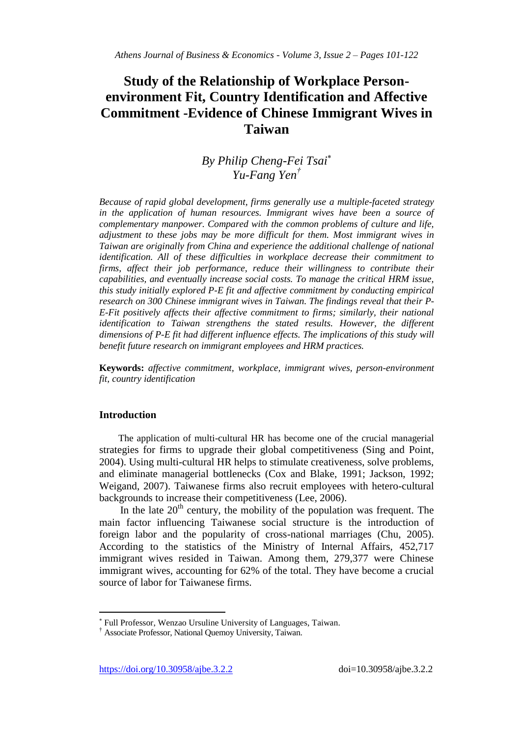# Study of the Relationship of Workplace Person-environment Fit, Country Identification and Affective Commitment -Evidence of Chinese Immigrant Wives in Taiwan

*By Philip Cheng-Fei Tsai*[*]
*Yu-Fang Yen*[†]

*Because of rapid global development, firms generally use a multiple-faceted strategy in the application of human resources. Immigrant wives have been a source of complementary manpower. Compared with the common problems of culture and life, adjustment to these jobs may be more difficult for them. Most immigrant wives in Taiwan are originally from China and experience the additional challenge of national identification. All of these difficulties in workplace decrease their commitment to firms, affect their job performance, reduce their willingness to contribute their capabilities, and eventually increase social costs. To manage the critical HRM issue, this study initially explored P-E fit and affective commitment by conducting empirical research on 300 Chinese immigrant wives in Taiwan. The findings reveal that their P-E-Fit positively affects their affective commitment to firms; similarly, their national identification to Taiwan strengthens the stated results. However, the different dimensions of P-E fit had different influence effects. The implications of this study will benefit future research on immigrant employees and HRM practices.*

**Keywords:** *affective commitment, workplace, immigrant wives, person-environment fit, country identification*

## Introduction

The application of multi-cultural HR has become one of the crucial managerial strategies for firms to upgrade their global competitiveness (Sing and Point, 2004). Using multi-cultural HR helps to stimulate creativeness, solve problems, and eliminate managerial bottlenecks (Cox and Blake, 1991; Jackson, 1992; Weigand, 2007). Taiwanese firms also recruit employees with hetero-cultural backgrounds to increase their competitiveness (Lee, 2006).

In the late 20th century, the mobility of the population was frequent. The main factor influencing Taiwanese social structure is the introduction of foreign labor and the popularity of cross-national marriages (Chu, 2005). According to the statistics of the Ministry of Internal Affairs, 452,717 immigrant wives resided in Taiwan. Among them, 279,377 were Chinese immigrant wives, accounting for 62% of the total. They have become a crucial source of labor for Taiwanese firms.

[*] Full Professor, Wenzao Ursuline University of Languages, Taiwan.
[†] Associate Professor, National Quemoy University, Taiwan.

https://doi.org/10.30958/ajbe.3.2.2 doi=10.30958/ajbe.3.2.2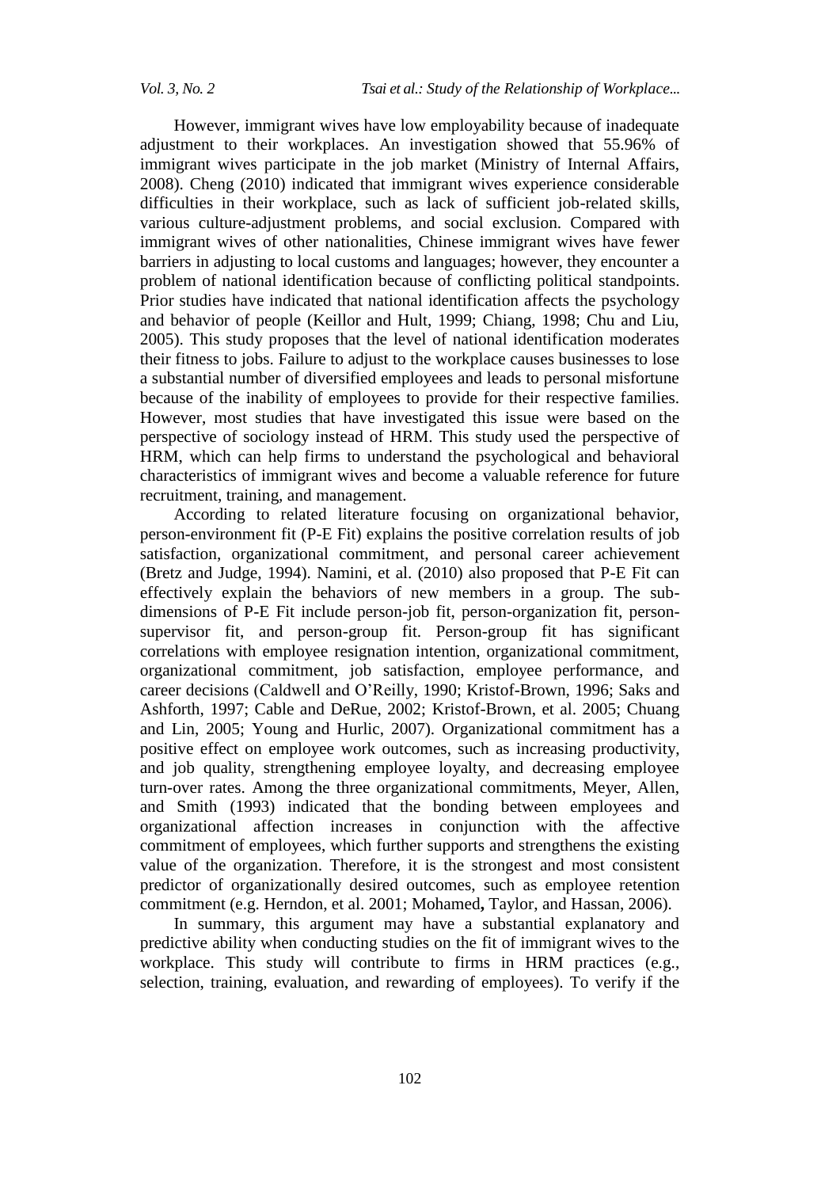However, immigrant wives have low employability because of inadequate adjustment to their workplaces. An investigation showed that 55.96% of immigrant wives participate in the job market (Ministry of Internal Affairs, 2008). Cheng (2010) indicated that immigrant wives experience considerable difficulties in their workplace, such as lack of sufficient job-related skills, various culture-adjustment problems, and social exclusion. Compared with immigrant wives of other nationalities, Chinese immigrant wives have fewer barriers in adjusting to local customs and languages; however, they encounter a problem of national identification because of conflicting political standpoints. Prior studies have indicated that national identification affects the psychology and behavior of people (Keillor and Hult, 1999; Chiang, 1998; Chu and Liu, 2005). This study proposes that the level of national identification moderates their fitness to jobs. Failure to adjust to the workplace causes businesses to lose a substantial number of diversified employees and leads to personal misfortune because of the inability of employees to provide for their respective families. However, most studies that have investigated this issue were based on the perspective of sociology instead of HRM. This study used the perspective of HRM, which can help firms to understand the psychological and behavioral characteristics of immigrant wives and become a valuable reference for future recruitment, training, and management.

According to related literature focusing on organizational behavior, person-environment fit (P-E Fit) explains the positive correlation results of job satisfaction, organizational commitment, and personal career achievement (Bretz and Judge, 1994). Namini, et al. (2010) also proposed that P-E Fit can effectively explain the behaviors of new members in a group. The sub-dimensions of P-E Fit include person-job fit, person-organization fit, person-supervisor fit, and person-group fit. Person-group fit has significant correlations with employee resignation intention, organizational commitment, organizational commitment, job satisfaction, employee performance, and career decisions (Caldwell and O'Reilly, 1990; Kristof-Brown, 1996; Saks and Ashforth, 1997; Cable and DeRue, 2002; Kristof-Brown, et al. 2005; Chuang and Lin, 2005; Young and Hurlic, 2007). Organizational commitment has a positive effect on employee work outcomes, such as increasing productivity, and job quality, strengthening employee loyalty, and decreasing employee turn-over rates. Among the three organizational commitments, Meyer, Allen, and Smith (1993) indicated that the bonding between employees and organizational affection increases in conjunction with the affective commitment of employees, which further supports and strengthens the existing value of the organization. Therefore, it is the strongest and most consistent predictor of organizationally desired outcomes, such as employee retention commitment (e.g. Herndon, et al. 2001; Mohamed**,** Taylor, and Hassan, 2006).

In summary, this argument may have a substantial explanatory and predictive ability when conducting studies on the fit of immigrant wives to the workplace. This study will contribute to firms in HRM practices (e.g., selection, training, evaluation, and rewarding of employees). To verify if the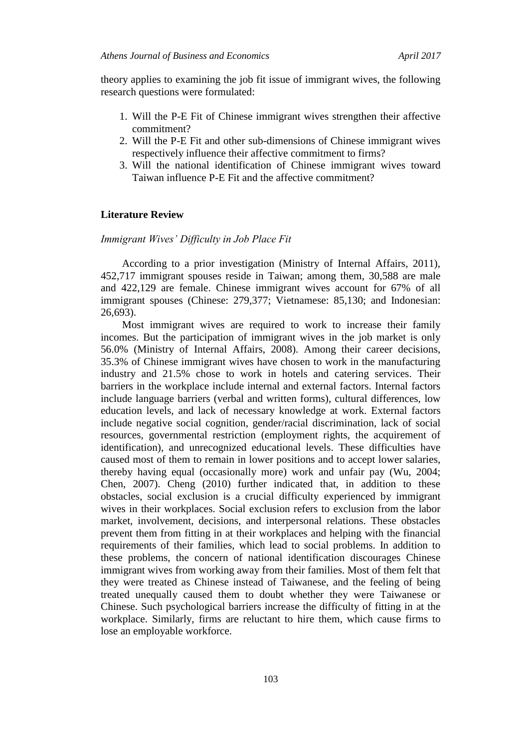theory applies to examining the job fit issue of immigrant wives, the following research questions were formulated:

1. Will the P-E Fit of Chinese immigrant wives strengthen their affective commitment?
2. Will the P-E Fit and other sub-dimensions of Chinese immigrant wives respectively influence their affective commitment to firms?
3. Will the national identification of Chinese immigrant wives toward Taiwan influence P-E Fit and the affective commitment?

## Literature Review

### *Immigrant Wives' Difficulty in Job Place Fit*

According to a prior investigation (Ministry of Internal Affairs, 2011), 452,717 immigrant spouses reside in Taiwan; among them, 30,588 are male and 422,129 are female. Chinese immigrant wives account for 67% of all immigrant spouses (Chinese: 279,377; Vietnamese: 85,130; and Indonesian: 26,693).

Most immigrant wives are required to work to increase their family incomes. But the participation of immigrant wives in the job market is only 56.0% (Ministry of Internal Affairs, 2008). Among their career decisions, 35.3% of Chinese immigrant wives have chosen to work in the manufacturing industry and 21.5% chose to work in hotels and catering services. Their barriers in the workplace include internal and external factors. Internal factors include language barriers (verbal and written forms), cultural differences, low education levels, and lack of necessary knowledge at work. External factors include negative social cognition, gender/racial discrimination, lack of social resources, governmental restriction (employment rights, the acquirement of identification), and unrecognized educational levels. These difficulties have caused most of them to remain in lower positions and to accept lower salaries, thereby having equal (occasionally more) work and unfair pay (Wu, 2004; Chen, 2007). Cheng (2010) further indicated that, in addition to these obstacles, social exclusion is a crucial difficulty experienced by immigrant wives in their workplaces. Social exclusion refers to exclusion from the labor market, involvement, decisions, and interpersonal relations. These obstacles prevent them from fitting in at their workplaces and helping with the financial requirements of their families, which lead to social problems. In addition to these problems, the concern of national identification discourages Chinese immigrant wives from working away from their families. Most of them felt that they were treated as Chinese instead of Taiwanese, and the feeling of being treated unequally caused them to doubt whether they were Taiwanese or Chinese. Such psychological barriers increase the difficulty of fitting in at the workplace. Similarly, firms are reluctant to hire them, which cause firms to lose an employable workforce.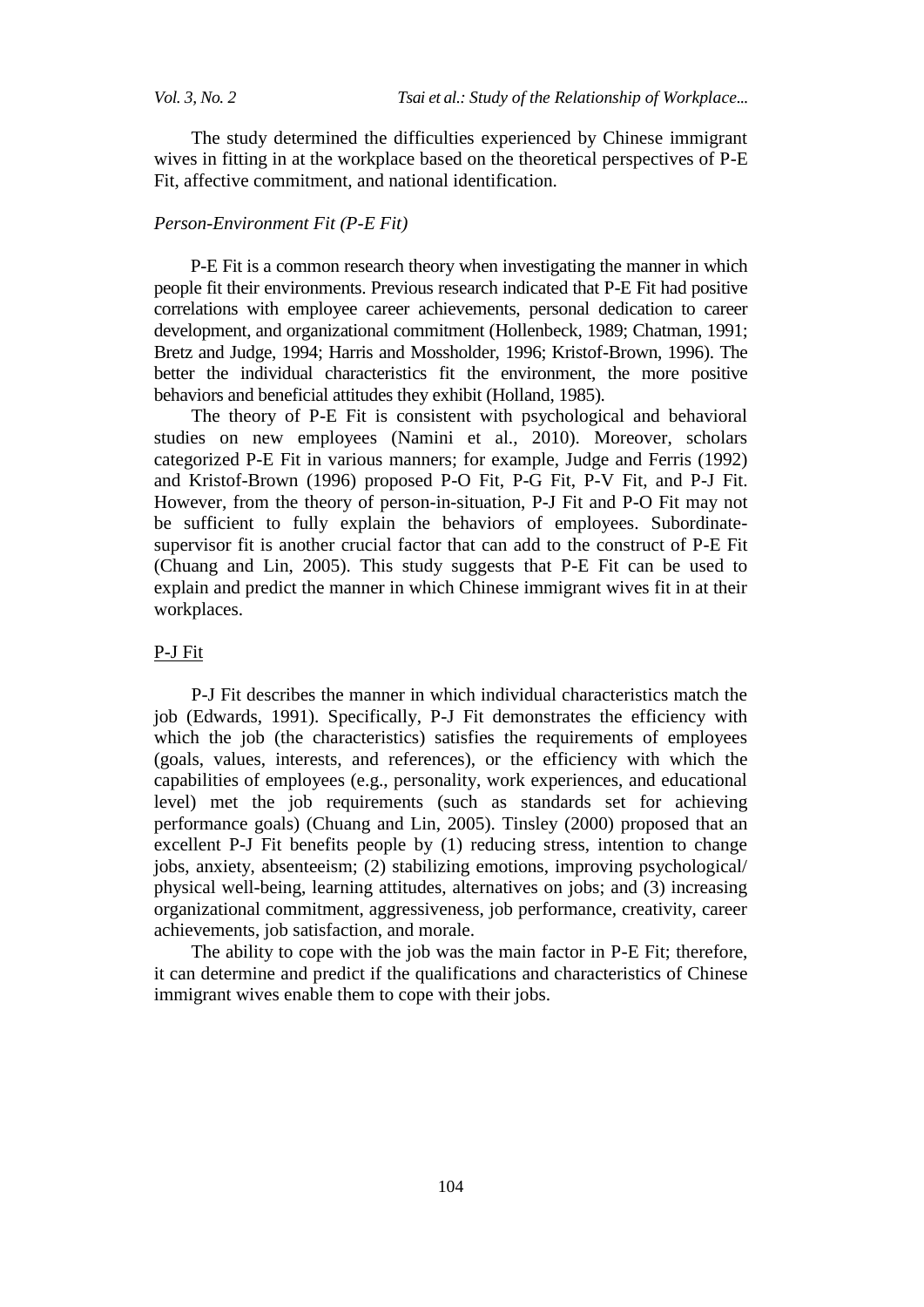The study determined the difficulties experienced by Chinese immigrant wives in fitting in at the workplace based on the theoretical perspectives of P-E Fit, affective commitment, and national identification.

### *Person-Environment Fit (P-E Fit)*

P-E Fit is a common research theory when investigating the manner in which people fit their environments. Previous research indicated that P-E Fit had positive correlations with employee career achievements, personal dedication to career development, and organizational commitment (Hollenbeck, 1989; Chatman, 1991; Bretz and Judge, 1994; Harris and Mossholder, 1996; Kristof-Brown, 1996). The better the individual characteristics fit the environment, the more positive behaviors and beneficial attitudes they exhibit (Holland, 1985).

The theory of P-E Fit is consistent with psychological and behavioral studies on new employees (Namini et al., 2010). Moreover, scholars categorized P-E Fit in various manners; for example, Judge and Ferris (1992) and Kristof-Brown (1996) proposed P-O Fit, P-G Fit, P-V Fit, and P-J Fit. However, from the theory of person-in-situation, P-J Fit and P-O Fit may not be sufficient to fully explain the behaviors of employees. Subordinate-supervisor fit is another crucial factor that can add to the construct of P-E Fit (Chuang and Lin, 2005). This study suggests that P-E Fit can be used to explain and predict the manner in which Chinese immigrant wives fit in at their workplaces.

#### P-J Fit

P-J Fit describes the manner in which individual characteristics match the job (Edwards, 1991). Specifically, P-J Fit demonstrates the efficiency with which the job (the characteristics) satisfies the requirements of employees (goals, values, interests, and references), or the efficiency with which the capabilities of employees (e.g., personality, work experiences, and educational level) met the job requirements (such as standards set for achieving performance goals) (Chuang and Lin, 2005). Tinsley (2000) proposed that an excellent P-J Fit benefits people by (1) reducing stress, intention to change jobs, anxiety, absenteeism; (2) stabilizing emotions, improving psychological/ physical well-being, learning attitudes, alternatives on jobs; and (3) increasing organizational commitment, aggressiveness, job performance, creativity, career achievements, job satisfaction, and morale.

The ability to cope with the job was the main factor in P-E Fit; therefore, it can determine and predict if the qualifications and characteristics of Chinese immigrant wives enable them to cope with their jobs.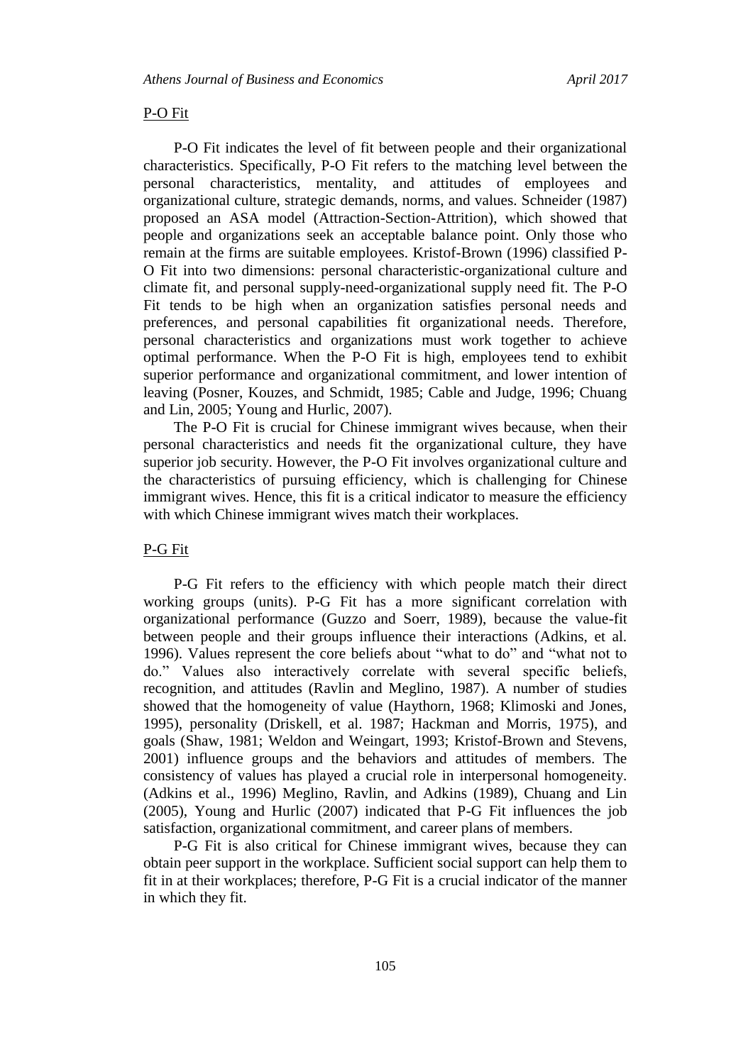P-O Fit

P-O Fit indicates the level of fit between people and their organizational characteristics. Specifically, P-O Fit refers to the matching level between the personal characteristics, mentality, and attitudes of employees and organizational culture, strategic demands, norms, and values. Schneider (1987) proposed an ASA model (Attraction-Section-Attrition), which showed that people and organizations seek an acceptable balance point. Only those who remain at the firms are suitable employees. Kristof-Brown (1996) classified P-O Fit into two dimensions: personal characteristic-organizational culture and climate fit, and personal supply-need-organizational supply need fit. The P-O Fit tends to be high when an organization satisfies personal needs and preferences, and personal capabilities fit organizational needs. Therefore, personal characteristics and organizations must work together to achieve optimal performance. When the P-O Fit is high, employees tend to exhibit superior performance and organizational commitment, and lower intention of leaving (Posner, Kouzes, and Schmidt, 1985; Cable and Judge, 1996; Chuang and Lin, 2005; Young and Hurlic, 2007).

The P-O Fit is crucial for Chinese immigrant wives because, when their personal characteristics and needs fit the organizational culture, they have superior job security. However, the P-O Fit involves organizational culture and the characteristics of pursuing efficiency, which is challenging for Chinese immigrant wives. Hence, this fit is a critical indicator to measure the efficiency with which Chinese immigrant wives match their workplaces.

P-G Fit

P-G Fit refers to the efficiency with which people match their direct working groups (units). P-G Fit has a more significant correlation with organizational performance (Guzzo and Soerr, 1989), because the value-fit between people and their groups influence their interactions (Adkins, et al. 1996). Values represent the core beliefs about "what to do" and "what not to do." Values also interactively correlate with several specific beliefs, recognition, and attitudes (Ravlin and Meglino, 1987). A number of studies showed that the homogeneity of value (Haythorn, 1968; Klimoski and Jones, 1995), personality (Driskell, et al. 1987; Hackman and Morris, 1975), and goals (Shaw, 1981; Weldon and Weingart, 1993; Kristof-Brown and Stevens, 2001) influence groups and the behaviors and attitudes of members. The consistency of values has played a crucial role in interpersonal homogeneity. (Adkins et al., 1996) Meglino, Ravlin, and Adkins (1989), Chuang and Lin (2005), Young and Hurlic (2007) indicated that P-G Fit influences the job satisfaction, organizational commitment, and career plans of members.

P-G Fit is also critical for Chinese immigrant wives, because they can obtain peer support in the workplace. Sufficient social support can help them to fit in at their workplaces; therefore, P-G Fit is a crucial indicator of the manner in which they fit.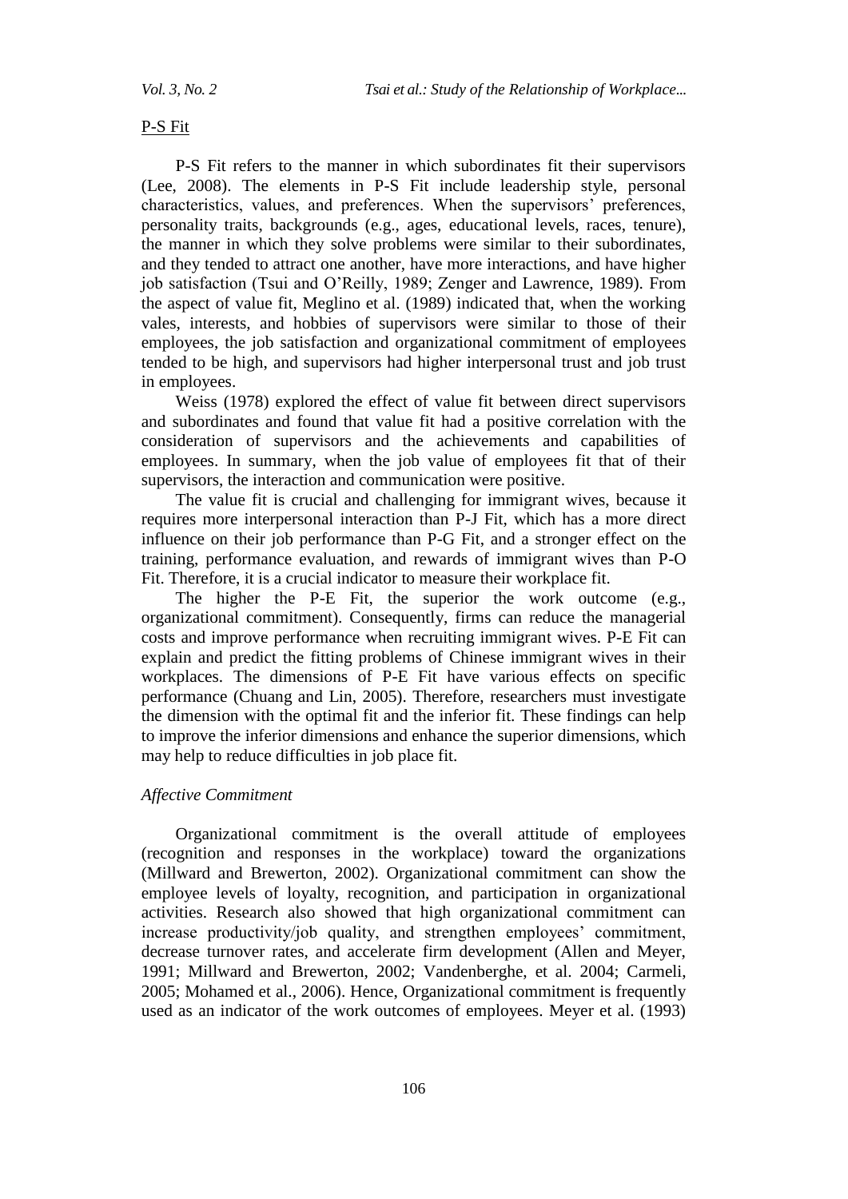P-S Fit

P-S Fit refers to the manner in which subordinates fit their supervisors (Lee, 2008). The elements in P-S Fit include leadership style, personal characteristics, values, and preferences. When the supervisors' preferences, personality traits, backgrounds (e.g., ages, educational levels, races, tenure), the manner in which they solve problems were similar to their subordinates, and they tended to attract one another, have more interactions, and have higher job satisfaction (Tsui and O'Reilly, 1989; Zenger and Lawrence, 1989). From the aspect of value fit, Meglino et al. (1989) indicated that, when the working vales, interests, and hobbies of supervisors were similar to those of their employees, the job satisfaction and organizational commitment of employees tended to be high, and supervisors had higher interpersonal trust and job trust in employees.

Weiss (1978) explored the effect of value fit between direct supervisors and subordinates and found that value fit had a positive correlation with the consideration of supervisors and the achievements and capabilities of employees. In summary, when the job value of employees fit that of their supervisors, the interaction and communication were positive.

The value fit is crucial and challenging for immigrant wives, because it requires more interpersonal interaction than P-J Fit, which has a more direct influence on their job performance than P-G Fit, and a stronger effect on the training, performance evaluation, and rewards of immigrant wives than P-O Fit. Therefore, it is a crucial indicator to measure their workplace fit.

The higher the P-E Fit, the superior the work outcome (e.g., organizational commitment). Consequently, firms can reduce the managerial costs and improve performance when recruiting immigrant wives. P-E Fit can explain and predict the fitting problems of Chinese immigrant wives in their workplaces. The dimensions of P-E Fit have various effects on specific performance (Chuang and Lin, 2005). Therefore, researchers must investigate the dimension with the optimal fit and the inferior fit. These findings can help to improve the inferior dimensions and enhance the superior dimensions, which may help to reduce difficulties in job place fit.

*Affective Commitment*

Organizational commitment is the overall attitude of employees (recognition and responses in the workplace) toward the organizations (Millward and Brewerton, 2002). Organizational commitment can show the employee levels of loyalty, recognition, and participation in organizational activities. Research also showed that high organizational commitment can increase productivity/job quality, and strengthen employees' commitment, decrease turnover rates, and accelerate firm development (Allen and Meyer, 1991; Millward and Brewerton, 2002; Vandenberghe, et al. 2004; Carmeli, 2005; Mohamed et al., 2006). Hence, Organizational commitment is frequently used as an indicator of the work outcomes of employees. Meyer et al. (1993)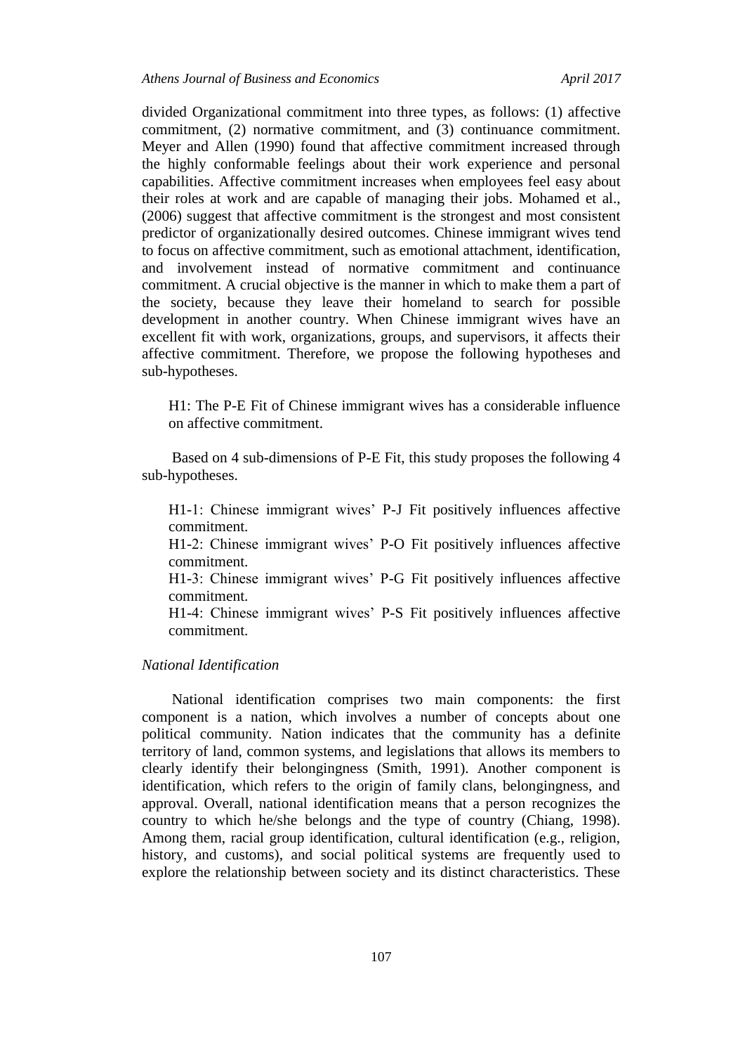divided Organizational commitment into three types, as follows: (1) affective commitment, (2) normative commitment, and (3) continuance commitment. Meyer and Allen (1990) found that affective commitment increased through the highly conformable feelings about their work experience and personal capabilities. Affective commitment increases when employees feel easy about their roles at work and are capable of managing their jobs. Mohamed et al., (2006) suggest that affective commitment is the strongest and most consistent predictor of organizationally desired outcomes. Chinese immigrant wives tend to focus on affective commitment, such as emotional attachment, identification, and involvement instead of normative commitment and continuance commitment. A crucial objective is the manner in which to make them a part of the society, because they leave their homeland to search for possible development in another country. When Chinese immigrant wives have an excellent fit with work, organizations, groups, and supervisors, it affects their affective commitment. Therefore, we propose the following hypotheses and sub-hypotheses.

H1: The P-E Fit of Chinese immigrant wives has a considerable influence on affective commitment.

Based on 4 sub-dimensions of P-E Fit, this study proposes the following 4 sub-hypotheses.

H1-1: Chinese immigrant wives' P-J Fit positively influences affective commitment.
H1-2: Chinese immigrant wives' P-O Fit positively influences affective commitment.
H1-3: Chinese immigrant wives' P-G Fit positively influences affective commitment.
H1-4: Chinese immigrant wives' P-S Fit positively influences affective commitment.

*National Identification*

National identification comprises two main components: the first component is a nation, which involves a number of concepts about one political community. Nation indicates that the community has a definite territory of land, common systems, and legislations that allows its members to clearly identify their belongingness (Smith, 1991). Another component is identification, which refers to the origin of family clans, belongingness, and approval. Overall, national identification means that a person recognizes the country to which he/she belongs and the type of country (Chiang, 1998). Among them, racial group identification, cultural identification (e.g., religion, history, and customs), and social political systems are frequently used to explore the relationship between society and its distinct characteristics. These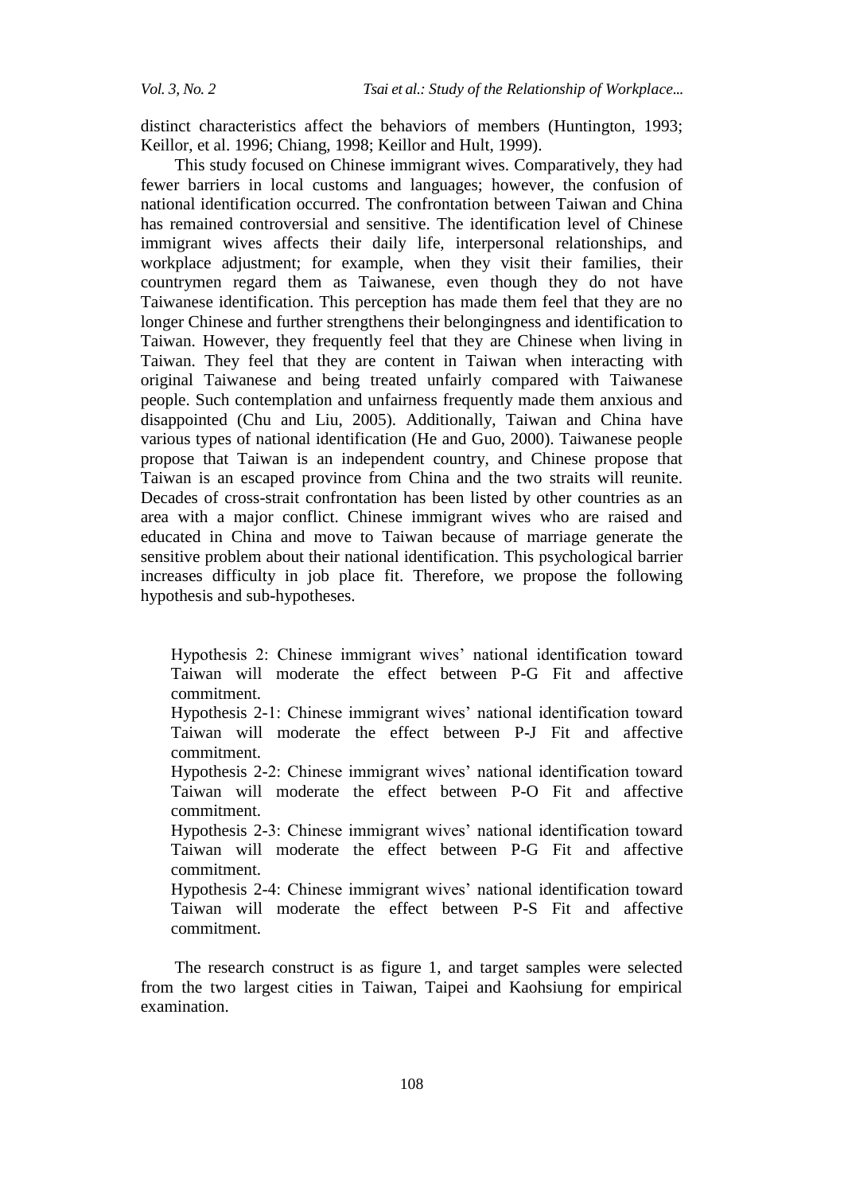distinct characteristics affect the behaviors of members (Huntington, 1993; Keillor, et al. 1996; Chiang, 1998; Keillor and Hult, 1999).

This study focused on Chinese immigrant wives. Comparatively, they had fewer barriers in local customs and languages; however, the confusion of national identification occurred. The confrontation between Taiwan and China has remained controversial and sensitive. The identification level of Chinese immigrant wives affects their daily life, interpersonal relationships, and workplace adjustment; for example, when they visit their families, their countrymen regard them as Taiwanese, even though they do not have Taiwanese identification. This perception has made them feel that they are no longer Chinese and further strengthens their belongingness and identification to Taiwan. However, they frequently feel that they are Chinese when living in Taiwan. They feel that they are content in Taiwan when interacting with original Taiwanese and being treated unfairly compared with Taiwanese people. Such contemplation and unfairness frequently made them anxious and disappointed (Chu and Liu, 2005). Additionally, Taiwan and China have various types of national identification (He and Guo, 2000). Taiwanese people propose that Taiwan is an independent country, and Chinese propose that Taiwan is an escaped province from China and the two straits will reunite. Decades of cross-strait confrontation has been listed by other countries as an area with a major conflict. Chinese immigrant wives who are raised and educated in China and move to Taiwan because of marriage generate the sensitive problem about their national identification. This psychological barrier increases difficulty in job place fit. Therefore, we propose the following hypothesis and sub-hypotheses.

> Hypothesis 2: Chinese immigrant wives' national identification toward Taiwan will moderate the effect between P-G Fit and affective commitment.
>
> Hypothesis 2-1: Chinese immigrant wives' national identification toward Taiwan will moderate the effect between P-J Fit and affective commitment.
>
> Hypothesis 2-2: Chinese immigrant wives' national identification toward Taiwan will moderate the effect between P-O Fit and affective commitment.
>
> Hypothesis 2-3: Chinese immigrant wives' national identification toward Taiwan will moderate the effect between P-G Fit and affective commitment.
>
> Hypothesis 2-4: Chinese immigrant wives' national identification toward Taiwan will moderate the effect between P-S Fit and affective commitment.

The research construct is as figure 1, and target samples were selected from the two largest cities in Taiwan, Taipei and Kaohsiung for empirical examination.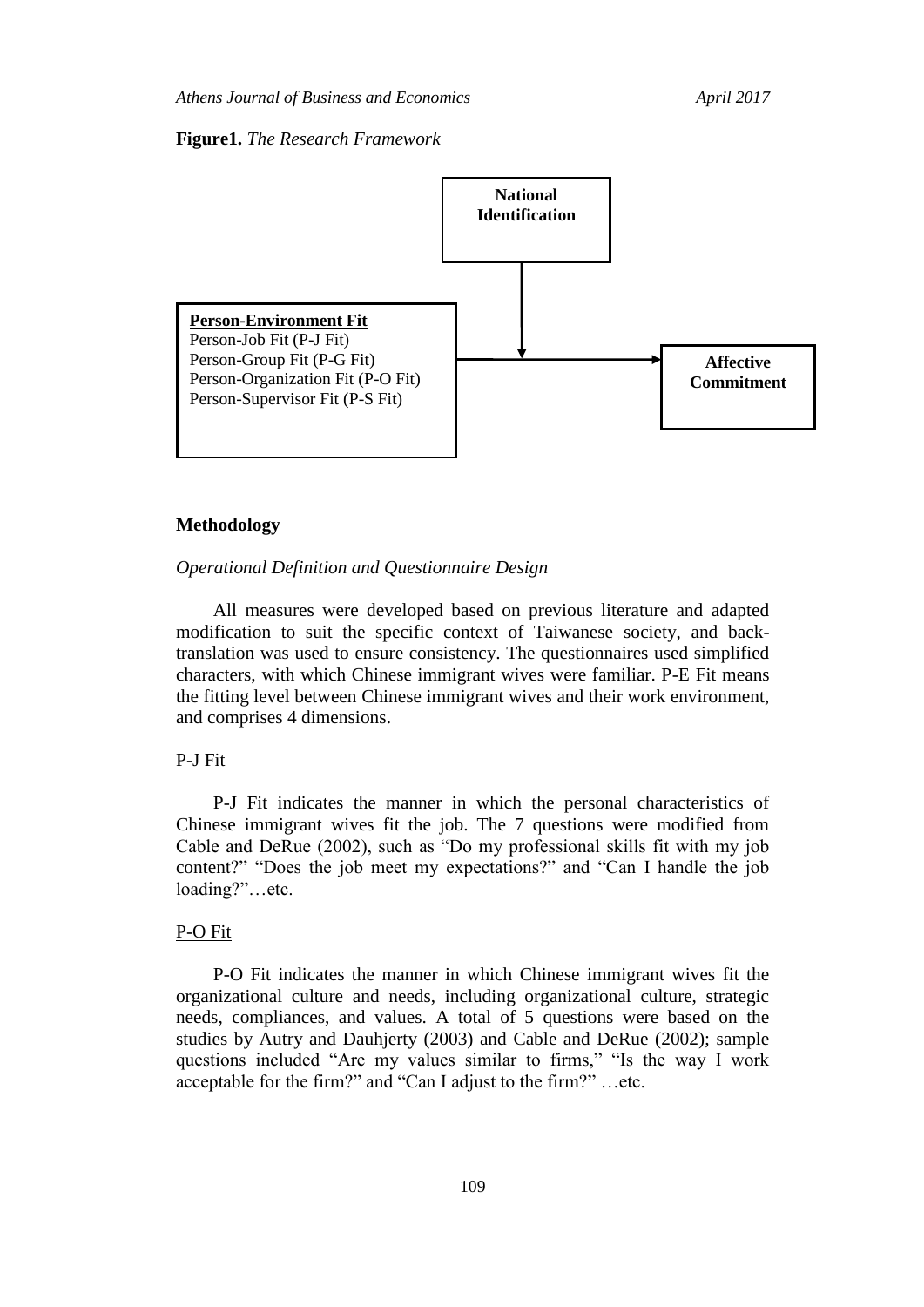**Figure1.** *The Research Framework*

National Identification

**Person-Environment Fit**
Person-Job Fit (P-J Fit)
Person-Group Fit (P-G Fit)
Person-Organization Fit (P-O Fit)
Person-Supervisor Fit (P-S Fit)

Affective Commitment

## Methodology

### *Operational Definition and Questionnaire Design*

All measures were developed based on previous literature and adapted modification to suit the specific context of Taiwanese society, and back-translation was used to ensure consistency. The questionnaires used simplified characters, with which Chinese immigrant wives were familiar. P-E Fit means the fitting level between Chinese immigrant wives and their work environment, and comprises 4 dimensions.

#### P-J Fit

P-J Fit indicates the manner in which the personal characteristics of Chinese immigrant wives fit the job. The 7 questions were modified from Cable and DeRue (2002), such as "Do my professional skills fit with my job content?" "Does the job meet my expectations?" and "Can I handle the job loading?"…etc.

#### P-O Fit

P-O Fit indicates the manner in which Chinese immigrant wives fit the organizational culture and needs, including organizational culture, strategic needs, compliances, and values. A total of 5 questions were based on the studies by Autry and Dauhjerty (2003) and Cable and DeRue (2002); sample questions included "Are my values similar to firms," "Is the way I work acceptable for the firm?" and "Can I adjust to the firm?" …etc.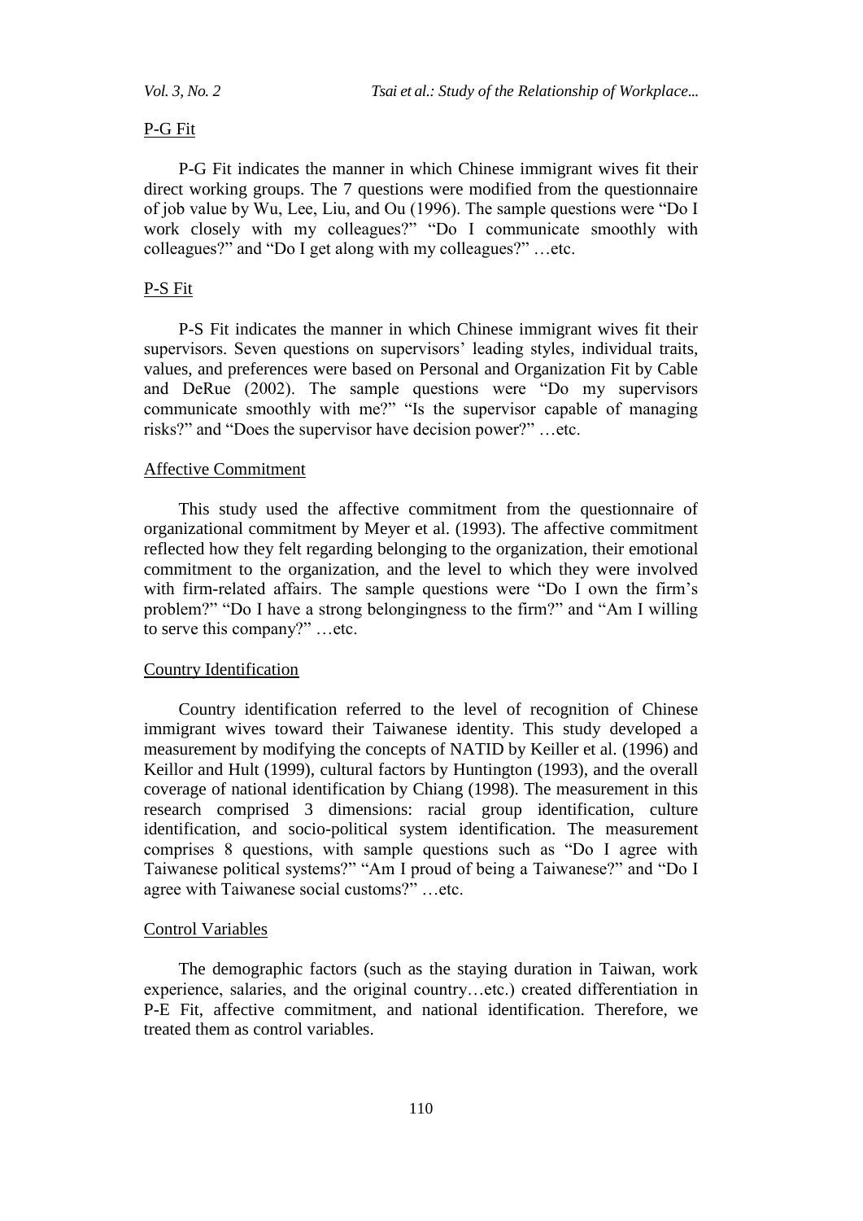### P-G Fit

P-G Fit indicates the manner in which Chinese immigrant wives fit their direct working groups. The 7 questions were modified from the questionnaire of job value by Wu, Lee, Liu, and Ou (1996). The sample questions were "Do I work closely with my colleagues?" "Do I communicate smoothly with colleagues?" and "Do I get along with my colleagues?" …etc.

### P-S Fit

P-S Fit indicates the manner in which Chinese immigrant wives fit their supervisors. Seven questions on supervisors' leading styles, individual traits, values, and preferences were based on Personal and Organization Fit by Cable and DeRue (2002). The sample questions were "Do my supervisors communicate smoothly with me?" "Is the supervisor capable of managing risks?" and "Does the supervisor have decision power?" …etc.

### Affective Commitment

This study used the affective commitment from the questionnaire of organizational commitment by Meyer et al. (1993). The affective commitment reflected how they felt regarding belonging to the organization, their emotional commitment to the organization, and the level to which they were involved with firm-related affairs. The sample questions were "Do I own the firm's problem?" "Do I have a strong belongingness to the firm?" and "Am I willing to serve this company?" …etc.

### Country Identification

Country identification referred to the level of recognition of Chinese immigrant wives toward their Taiwanese identity. This study developed a measurement by modifying the concepts of NATID by Keiller et al. (1996) and Keillor and Hult (1999), cultural factors by Huntington (1993), and the overall coverage of national identification by Chiang (1998). The measurement in this research comprised 3 dimensions: racial group identification, culture identification, and socio-political system identification. The measurement comprises 8 questions, with sample questions such as "Do I agree with Taiwanese political systems?" "Am I proud of being a Taiwanese?" and "Do I agree with Taiwanese social customs?" …etc.

### Control Variables

The demographic factors (such as the staying duration in Taiwan, work experience, salaries, and the original country…etc.) created differentiation in P-E Fit, affective commitment, and national identification. Therefore, we treated them as control variables.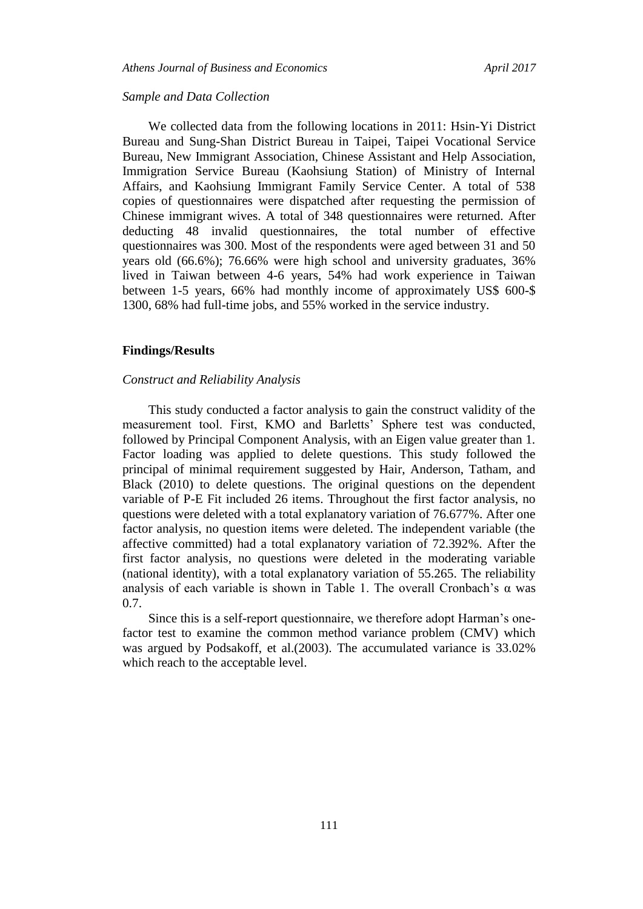*Sample and Data Collection*

We collected data from the following locations in 2011: Hsin-Yi District Bureau and Sung-Shan District Bureau in Taipei, Taipei Vocational Service Bureau, New Immigrant Association, Chinese Assistant and Help Association, Immigration Service Bureau (Kaohsiung Station) of Ministry of Internal Affairs, and Kaohsiung Immigrant Family Service Center. A total of 538 copies of questionnaires were dispatched after requesting the permission of Chinese immigrant wives. A total of 348 questionnaires were returned. After deducting 48 invalid questionnaires, the total number of effective questionnaires was 300. Most of the respondents were aged between 31 and 50 years old (66.6%); 76.66% were high school and university graduates, 36% lived in Taiwan between 4-6 years, 54% had work experience in Taiwan between 1-5 years, 66% had monthly income of approximately US$ 600-$ 1300, 68% had full-time jobs, and 55% worked in the service industry.

## Findings/Results

*Construct and Reliability Analysis*

This study conducted a factor analysis to gain the construct validity of the measurement tool. First, KMO and Barletts' Sphere test was conducted, followed by Principal Component Analysis, with an Eigen value greater than 1. Factor loading was applied to delete questions. This study followed the principal of minimal requirement suggested by Hair, Anderson, Tatham, and Black (2010) to delete questions. The original questions on the dependent variable of P-E Fit included 26 items. Throughout the first factor analysis, no questions were deleted with a total explanatory variation of 76.677%. After one factor analysis, no question items were deleted. The independent variable (the affective committed) had a total explanatory variation of 72.392%. After the first factor analysis, no questions were deleted in the moderating variable (national identity), with a total explanatory variation of 55.265. The reliability analysis of each variable is shown in Table 1. The overall Cronbach's α was 0.7.

Since this is a self-report questionnaire, we therefore adopt Harman's one-factor test to examine the common method variance problem (CMV) which was argued by Podsakoff, et al.(2003). The accumulated variance is 33.02% which reach to the acceptable level.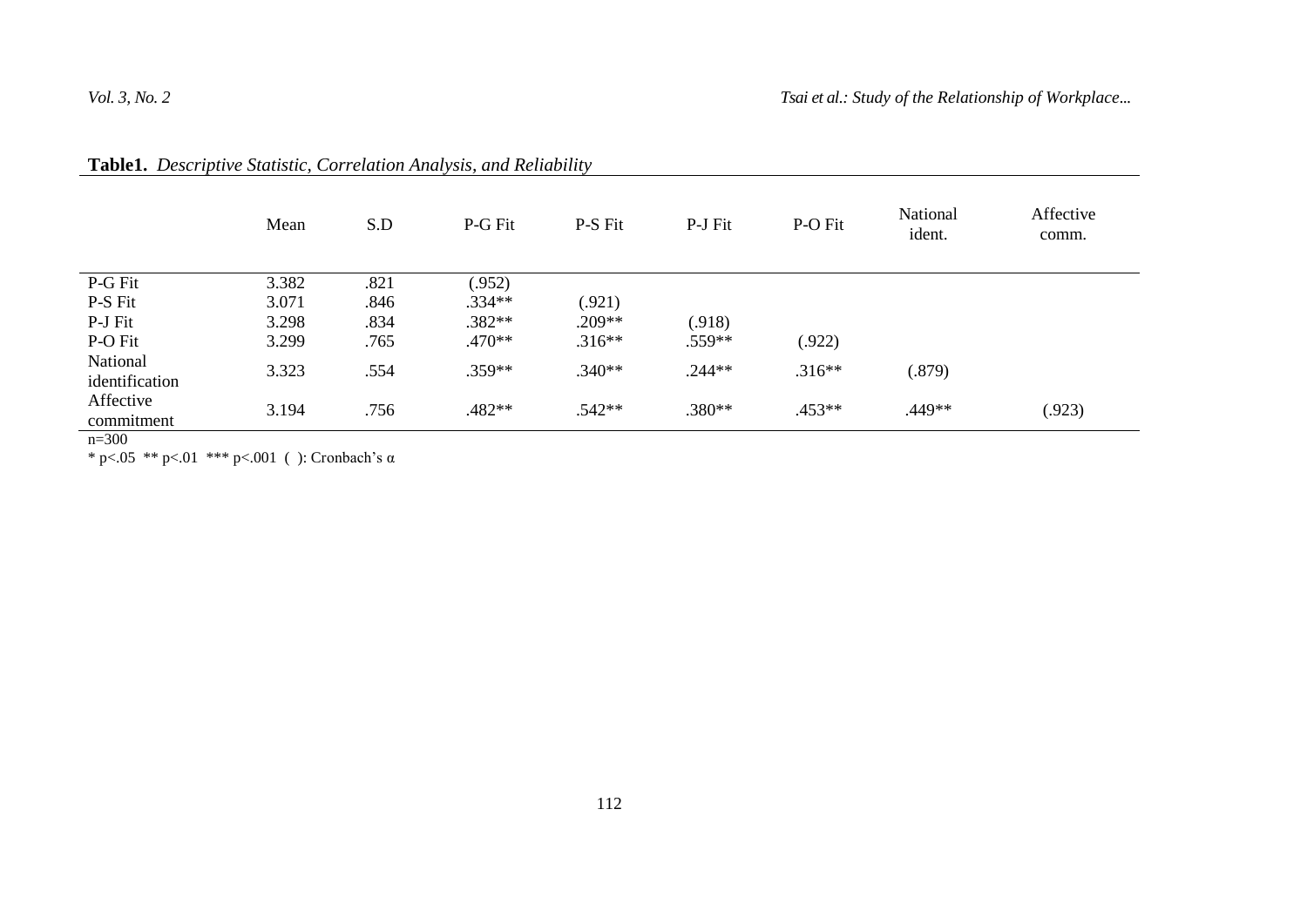**Table1.** *Descriptive Statistic, Correlation Analysis, and Reliability*

| | Mean | S.D | P-G Fit | P-S Fit | P-J Fit | P-O Fit | National ident. | Affective comm. |
|---|---|---|---|---|---|---|---|---|
| P-G Fit | 3.382 | .821 | (.952) | | | | | |
| P-S Fit | 3.071 | .846 | .334** | (.921) | | | | |
| P-J Fit | 3.298 | .834 | .382** | .209** | (.918) | | | |
| P-O Fit | 3.299 | .765 | .470** | .316** | .559** | (.922) | | |
| National identification | 3.323 | .554 | .359** | .340** | .244** | .316** | (.879) | |
| Affective commitment | 3.194 | .756 | .482** | .542** | .380** | .453** | .449** | (.923) |

n=300

* p<.05 ** p<.01 *** p<.001 ( ): Cronbach's α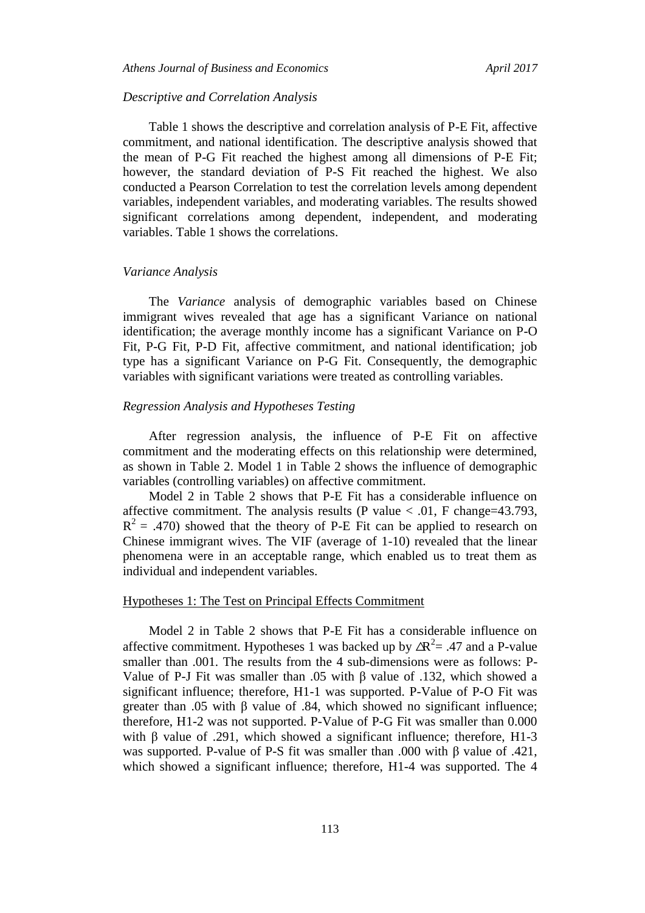*Descriptive and Correlation Analysis*

Table 1 shows the descriptive and correlation analysis of P-E Fit, affective commitment, and national identification. The descriptive analysis showed that the mean of P-G Fit reached the highest among all dimensions of P-E Fit; however, the standard deviation of P-S Fit reached the highest. We also conducted a Pearson Correlation to test the correlation levels among dependent variables, independent variables, and moderating variables. The results showed significant correlations among dependent, independent, and moderating variables. Table 1 shows the correlations.

*Variance Analysis*

The *Variance* analysis of demographic variables based on Chinese immigrant wives revealed that age has a significant Variance on national identification; the average monthly income has a significant Variance on P-O Fit, P-G Fit, P-D Fit, affective commitment, and national identification; job type has a significant Variance on P-G Fit. Consequently, the demographic variables with significant variations were treated as controlling variables.

*Regression Analysis and Hypotheses Testing*

After regression analysis, the influence of P-E Fit on affective commitment and the moderating effects on this relationship were determined, as shown in Table 2. Model 1 in Table 2 shows the influence of demographic variables (controlling variables) on affective commitment.

Model 2 in Table 2 shows that P-E Fit has a considerable influence on affective commitment. The analysis results (P value < .01, F change=43.793, $R^2$ = .470) showed that the theory of P-E Fit can be applied to research on Chinese immigrant wives. The VIF (average of 1-10) revealed that the linear phenomena were in an acceptable range, which enabled us to treat them as individual and independent variables.

Hypotheses 1: The Test on Principal Effects Commitment

Model 2 in Table 2 shows that P-E Fit has a considerable influence on affective commitment. Hypotheses 1 was backed up by $\Delta R^2$= .47 and a P-value smaller than .001. The results from the 4 sub-dimensions were as follows: P-Value of P-J Fit was smaller than .05 with β value of .132, which showed a significant influence; therefore, H1-1 was supported. P-Value of P-O Fit was greater than .05 with β value of .84, which showed no significant influence; therefore, H1-2 was not supported. P-Value of P-G Fit was smaller than 0.000 with β value of .291, which showed a significant influence; therefore, H1-3 was supported. P-value of P-S fit was smaller than .000 with β value of .421, which showed a significant influence; therefore, H1-4 was supported. The 4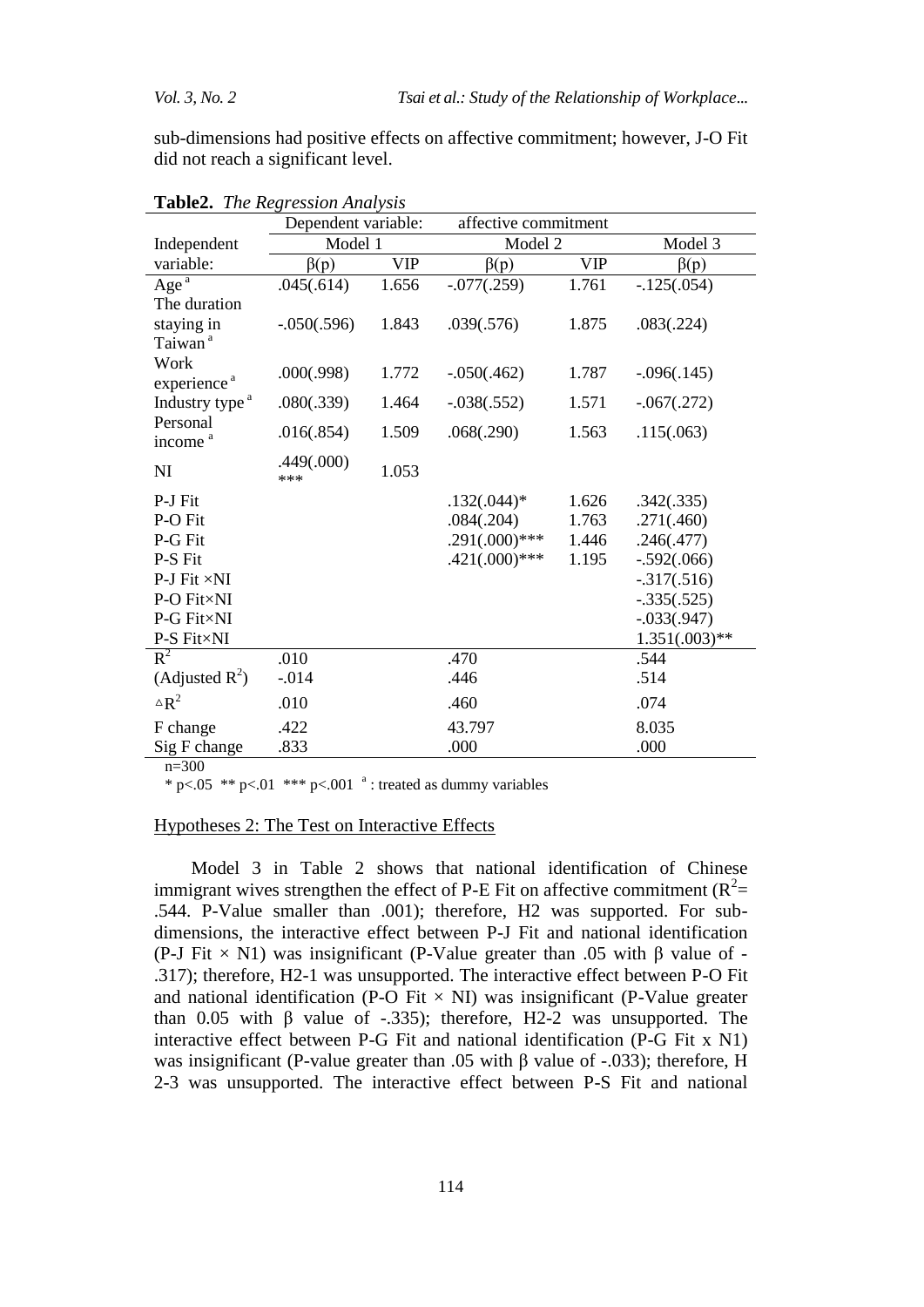sub-dimensions had positive effects on affective commitment; however, J-O Fit did not reach a significant level.

**Table2.** *The Regression Analysis*

| | Dependent variable: | | affective commitment | | |
|---|---|---|---|---|---|
| Independent | Model 1 | | Model 2 | | Model 3 |
| variable: | β(p) | VIP | β(p) | VIP | β(p) |
| Age [a] | .045(.614) | 1.656 | -.077(.259) | 1.761 | -.125(.054) |
| The duration staying in Taiwan [a] | -.050(.596) | 1.843 | .039(.576) | 1.875 | .083(.224) |
| Work experience [a] | .000(.998) | 1.772 | -.050(.462) | 1.787 | -.096(.145) |
| Industry type [a] | .080(.339) | 1.464 | -.038(.552) | 1.571 | -.067(.272) |
| Personal income [a] | .016(.854) | 1.509 | .068(.290) | 1.563 | .115(.063) |
| NI | .449(.000)*** | 1.053 | | | |
| P-J Fit | | | .132(.044)* | 1.626 | .342(.335) |
| P-O Fit | | | .084(.204) | 1.763 | .271(.460) |
| P-G Fit | | | .291(.000)*** | 1.446 | .246(.477) |
| P-S Fit | | | .421(.000)*** | 1.195 | -.592(.066) |
| P-J Fit ×NI | | | | | -.317(.516) |
| P-O Fit×NI | | | | | -.335(.525) |
| P-G Fit×NI | | | | | -.033(.947) |
| P-S Fit×NI | | | | | 1.351(.003)** |
| $R^2$ | .010 | | .470 | | .544 |
| (Adjusted $R^2$) | -.014 | | .446 | | .514 |
| $\triangle R^2$ | .010 | | .460 | | .074 |
| F change | .422 | | 43.797 | | 8.035 |
| Sig F change | .833 | | .000 | | .000 |

n=300

* $p<.05$ ** $p<.01$ *** $p<.001$ [a]: treated as dummy variables

Hypotheses 2: The Test on Interactive Effects

Model 3 in Table 2 shows that national identification of Chinese immigrant wives strengthen the effect of P-E Fit on affective commitment ($R^2$= .544. P-Value smaller than .001); therefore, H2 was supported. For sub-dimensions, the interactive effect between P-J Fit and national identification (P-J Fit × N1) was insignificant (P-Value greater than .05 with β value of -.317); therefore, H2-1 was unsupported. The interactive effect between P-O Fit and national identification (P-O Fit × NI) was insignificant (P-Value greater than 0.05 with β value of -.335); therefore, H2-2 was unsupported. The interactive effect between P-G Fit and national identification (P-G Fit x N1) was insignificant (P-value greater than .05 with β value of -.033); therefore, H 2-3 was unsupported. The interactive effect between P-S Fit and national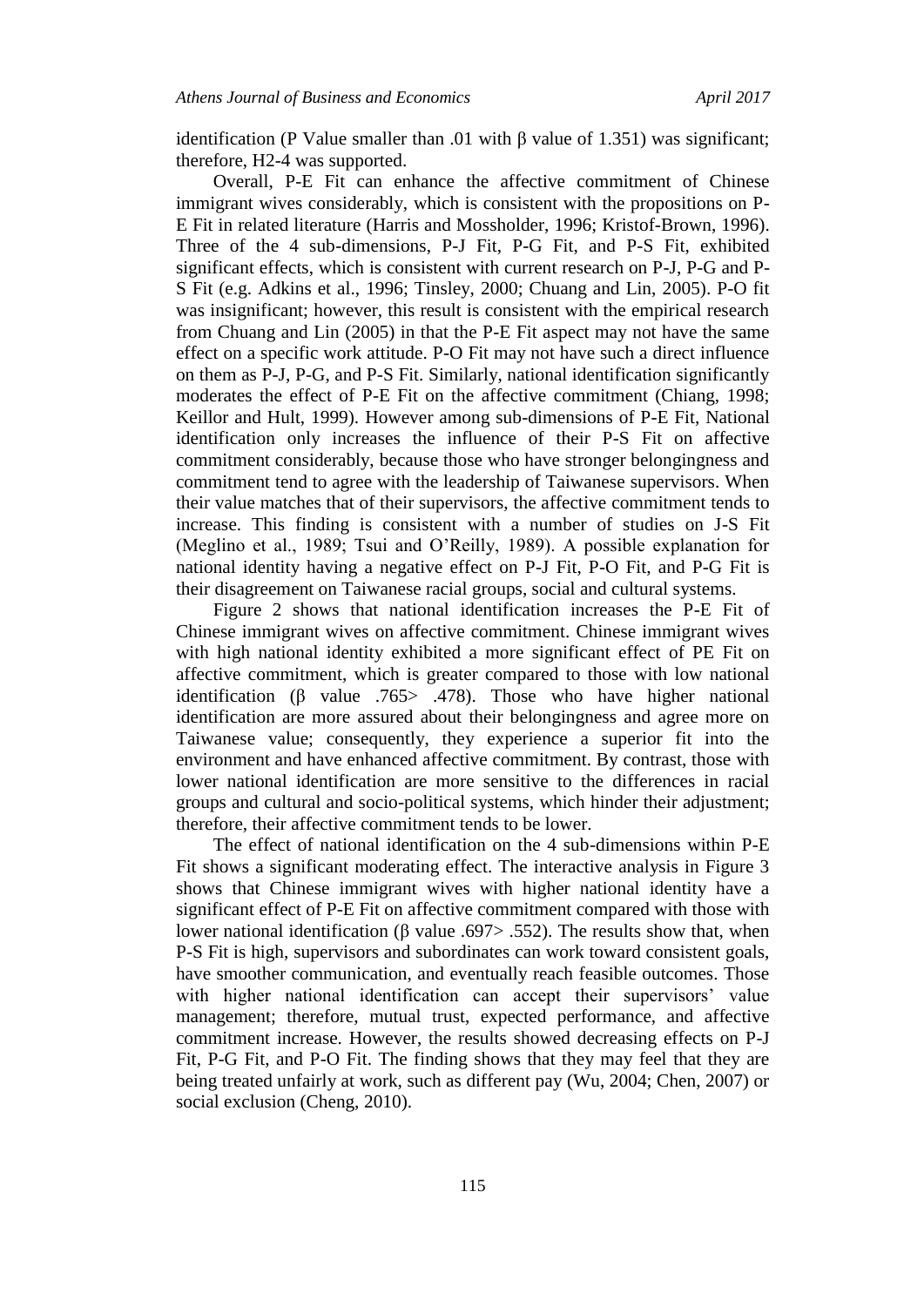identification (P Value smaller than .01 with β value of 1.351) was significant; therefore, H2-4 was supported.

Overall, P-E Fit can enhance the affective commitment of Chinese immigrant wives considerably, which is consistent with the propositions on P-E Fit in related literature (Harris and Mossholder, 1996; Kristof-Brown, 1996). Three of the 4 sub-dimensions, P-J Fit, P-G Fit, and P-S Fit, exhibited significant effects, which is consistent with current research on P-J, P-G and P-S Fit (e.g. Adkins et al., 1996; Tinsley, 2000; Chuang and Lin, 2005). P-O fit was insignificant; however, this result is consistent with the empirical research from Chuang and Lin (2005) in that the P-E Fit aspect may not have the same effect on a specific work attitude. P-O Fit may not have such a direct influence on them as P-J, P-G, and P-S Fit. Similarly, national identification significantly moderates the effect of P-E Fit on the affective commitment (Chiang, 1998; Keillor and Hult, 1999). However among sub-dimensions of P-E Fit, National identification only increases the influence of their P-S Fit on affective commitment considerably, because those who have stronger belongingness and commitment tend to agree with the leadership of Taiwanese supervisors. When their value matches that of their supervisors, the affective commitment tends to increase. This finding is consistent with a number of studies on J-S Fit (Meglino et al., 1989; Tsui and O'Reilly, 1989). A possible explanation for national identity having a negative effect on P-J Fit, P-O Fit, and P-G Fit is their disagreement on Taiwanese racial groups, social and cultural systems.

Figure 2 shows that national identification increases the P-E Fit of Chinese immigrant wives on affective commitment. Chinese immigrant wives with high national identity exhibited a more significant effect of PE Fit on affective commitment, which is greater compared to those with low national identification (β value .765> .478). Those who have higher national identification are more assured about their belongingness and agree more on Taiwanese value; consequently, they experience a superior fit into the environment and have enhanced affective commitment. By contrast, those with lower national identification are more sensitive to the differences in racial groups and cultural and socio-political systems, which hinder their adjustment; therefore, their affective commitment tends to be lower.

The effect of national identification on the 4 sub-dimensions within P-E Fit shows a significant moderating effect. The interactive analysis in Figure 3 shows that Chinese immigrant wives with higher national identity have a significant effect of P-E Fit on affective commitment compared with those with lower national identification (β value .697> .552). The results show that, when P-S Fit is high, supervisors and subordinates can work toward consistent goals, have smoother communication, and eventually reach feasible outcomes. Those with higher national identification can accept their supervisors' value management; therefore, mutual trust, expected performance, and affective commitment increase. However, the results showed decreasing effects on P-J Fit, P-G Fit, and P-O Fit. The finding shows that they may feel that they are being treated unfairly at work, such as different pay (Wu, 2004; Chen, 2007) or social exclusion (Cheng, 2010).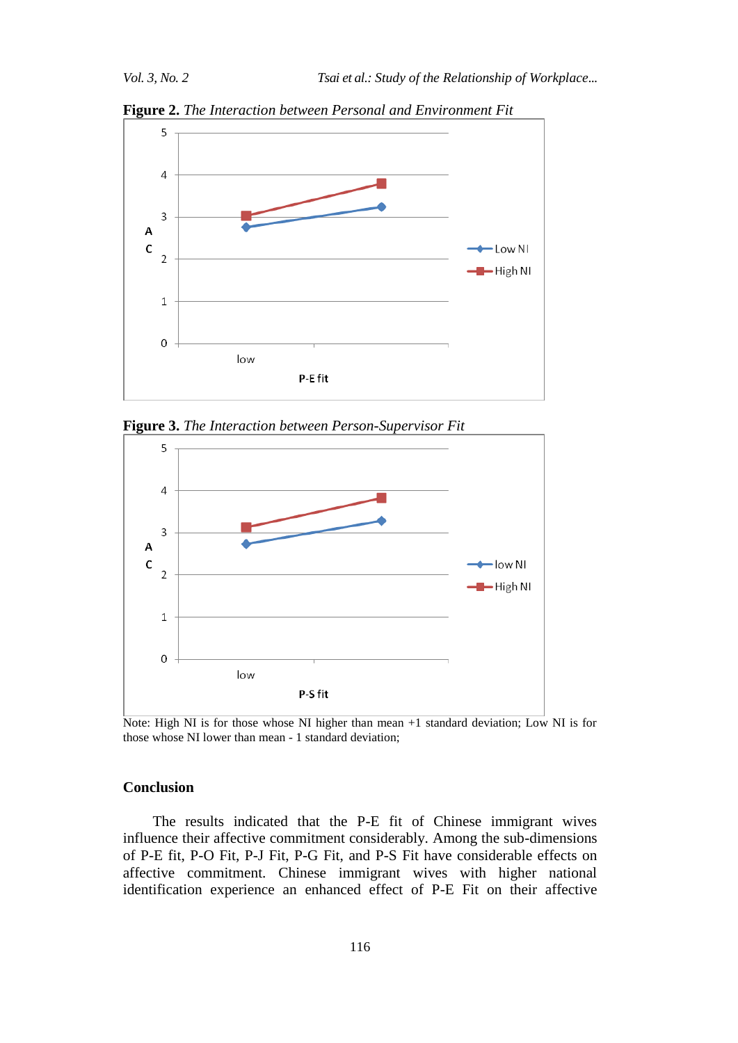**Figure 2.** *The Interaction between Personal and Environment Fit*

**Figure 3.** *The Interaction between Person-Supervisor Fit*

Note: High NI is for those whose NI higher than mean +1 standard deviation; Low NI is for those whose NI lower than mean - 1 standard deviation;

## Conclusion

The results indicated that the P-E fit of Chinese immigrant wives influence their affective commitment considerably. Among the sub-dimensions of P-E fit, P-O Fit, P-J Fit, P-G Fit, and P-S Fit have considerable effects on affective commitment. Chinese immigrant wives with higher national identification experience an enhanced effect of P-E Fit on their affective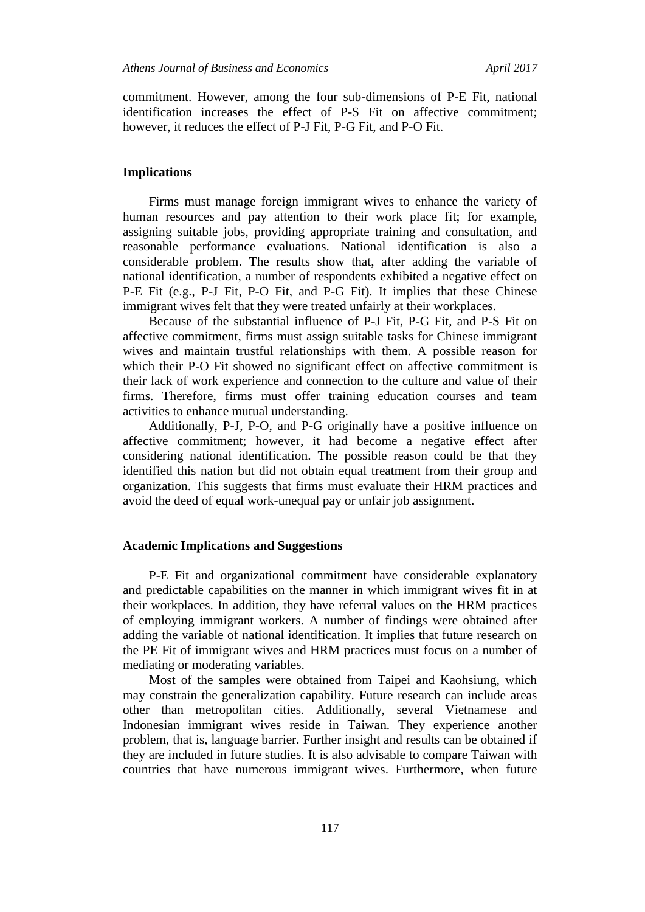commitment. However, among the four sub-dimensions of P-E Fit, national identification increases the effect of P-S Fit on affective commitment; however, it reduces the effect of P-J Fit, P-G Fit, and P-O Fit.

## Implications

Firms must manage foreign immigrant wives to enhance the variety of human resources and pay attention to their work place fit; for example, assigning suitable jobs, providing appropriate training and consultation, and reasonable performance evaluations. National identification is also a considerable problem. The results show that, after adding the variable of national identification, a number of respondents exhibited a negative effect on P-E Fit (e.g., P-J Fit, P-O Fit, and P-G Fit). It implies that these Chinese immigrant wives felt that they were treated unfairly at their workplaces.

Because of the substantial influence of P-J Fit, P-G Fit, and P-S Fit on affective commitment, firms must assign suitable tasks for Chinese immigrant wives and maintain trustful relationships with them. A possible reason for which their P-O Fit showed no significant effect on affective commitment is their lack of work experience and connection to the culture and value of their firms. Therefore, firms must offer training education courses and team activities to enhance mutual understanding.

Additionally, P-J, P-O, and P-G originally have a positive influence on affective commitment; however, it had become a negative effect after considering national identification. The possible reason could be that they identified this nation but did not obtain equal treatment from their group and organization. This suggests that firms must evaluate their HRM practices and avoid the deed of equal work-unequal pay or unfair job assignment.

## Academic Implications and Suggestions

P-E Fit and organizational commitment have considerable explanatory and predictable capabilities on the manner in which immigrant wives fit in at their workplaces. In addition, they have referral values on the HRM practices of employing immigrant workers. A number of findings were obtained after adding the variable of national identification. It implies that future research on the PE Fit of immigrant wives and HRM practices must focus on a number of mediating or moderating variables.

Most of the samples were obtained from Taipei and Kaohsiung, which may constrain the generalization capability. Future research can include areas other than metropolitan cities. Additionally, several Vietnamese and Indonesian immigrant wives reside in Taiwan. They experience another problem, that is, language barrier. Further insight and results can be obtained if they are included in future studies. It is also advisable to compare Taiwan with countries that have numerous immigrant wives. Furthermore, when future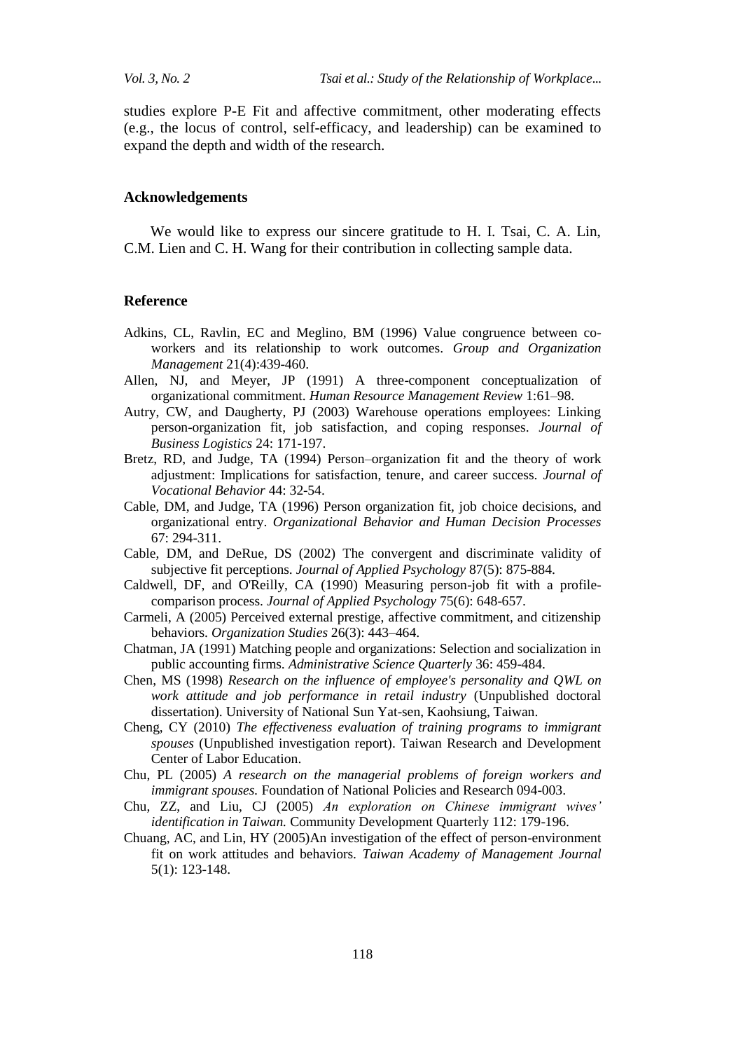studies explore P-E Fit and affective commitment, other moderating effects (e.g., the locus of control, self-efficacy, and leadership) can be examined to expand the depth and width of the research.

## Acknowledgements

We would like to express our sincere gratitude to H. I. Tsai, C. A. Lin, C.M. Lien and C. H. Wang for their contribution in collecting sample data.

## Reference

Adkins, CL, Ravlin, EC and Meglino, BM (1996) Value congruence between co-workers and its relationship to work outcomes. *Group and Organization Management* 21(4):439-460.

Allen, NJ, and Meyer, JP (1991) A three-component conceptualization of organizational commitment. *Human Resource Management Review* 1:61–98.

Autry, CW, and Daugherty, PJ (2003) Warehouse operations employees: Linking person-organization fit, job satisfaction, and coping responses. *Journal of Business Logistics* 24: 171-197.

Bretz, RD, and Judge, TA (1994) Person–organization fit and the theory of work adjustment: Implications for satisfaction, tenure, and career success. *Journal of Vocational Behavior* 44: 32-54.

Cable, DM, and Judge, TA (1996) Person organization fit, job choice decisions, and organizational entry. *Organizational Behavior and Human Decision Processes* 67: 294-311.

Cable, DM, and DeRue, DS (2002) The convergent and discriminate validity of subjective fit perceptions. *Journal of Applied Psychology* 87(5): 875-884.

Caldwell, DF, and O'Reilly, CA (1990) Measuring person-job fit with a profile-comparison process. *Journal of Applied Psychology* 75(6): 648-657.

Carmeli, A (2005) Perceived external prestige, affective commitment, and citizenship behaviors. *Organization Studies* 26(3): 443–464.

Chatman, JA (1991) Matching people and organizations: Selection and socialization in public accounting firms. *Administrative Science Quarterly* 36: 459-484.

Chen, MS (1998) *Research on the influence of employee's personality and QWL on work attitude and job performance in retail industry* (Unpublished doctoral dissertation). University of National Sun Yat-sen, Kaohsiung, Taiwan.

Cheng, CY (2010) *The effectiveness evaluation of training programs to immigrant spouses* (Unpublished investigation report). Taiwan Research and Development Center of Labor Education.

Chu, PL (2005) *A research on the managerial problems of foreign workers and immigrant spouses.* Foundation of National Policies and Research 094-003.

Chu, ZZ, and Liu, CJ (2005) *An exploration on Chinese immigrant wives' identification in Taiwan.* Community Development Quarterly 112: 179-196.

Chuang, AC, and Lin, HY (2005)An investigation of the effect of person-environment fit on work attitudes and behaviors. *Taiwan Academy of Management Journal* 5(1): 123-148.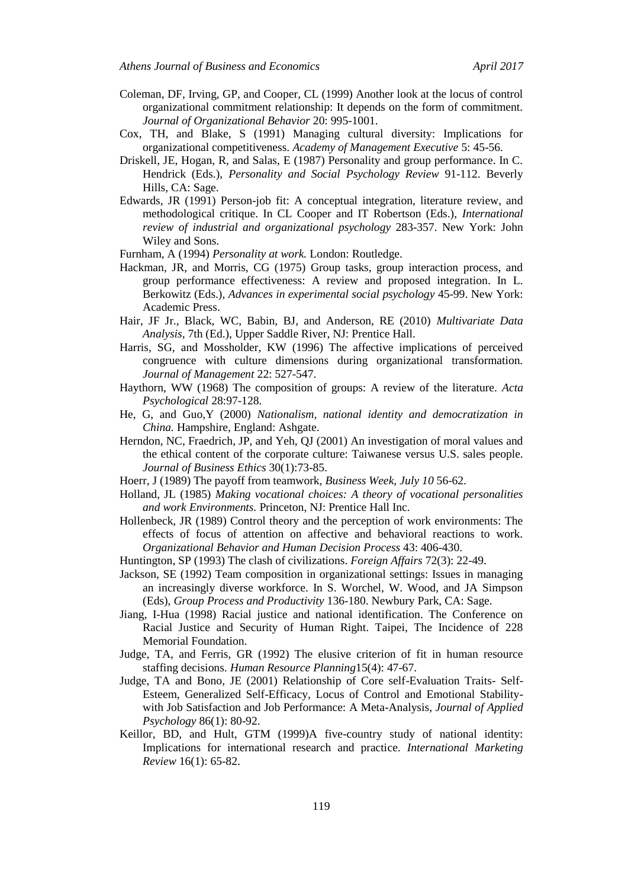Coleman, DF, Irving, GP, and Cooper, CL (1999) Another look at the locus of control organizational commitment relationship: It depends on the form of commitment. *Journal of Organizational Behavior* 20: 995-1001.

Cox, TH, and Blake, S (1991) Managing cultural diversity: Implications for organizational competitiveness. *Academy of Management Executive* 5: 45-56.

Driskell, JE, Hogan, R, and Salas, E (1987) Personality and group performance. In C. Hendrick (Eds.), *Personality and Social Psychology Review* 91-112. Beverly Hills, CA: Sage.

Edwards, JR (1991) Person-job fit: A conceptual integration, literature review, and methodological critique. In CL Cooper and IT Robertson (Eds.), *International review of industrial and organizational psychology* 283-357. New York: John Wiley and Sons.

Furnham, A (1994) *Personality at work.* London: Routledge.

Hackman, JR, and Morris, CG (1975) Group tasks, group interaction process, and group performance effectiveness: A review and proposed integration. In L. Berkowitz (Eds.), *Advances in experimental social psychology* 45-99. New York: Academic Press.

Hair, JF Jr., Black, WC, Babin, BJ, and Anderson, RE (2010) *Multivariate Data Analysis*, 7th (Ed.), Upper Saddle River, NJ: Prentice Hall.

Harris, SG, and Mossholder, KW (1996) The affective implications of perceived congruence with culture dimensions during organizational transformation. *Journal of Management* 22: 527-547.

Haythorn, WW (1968) The composition of groups: A review of the literature. *Acta Psychological* 28:97-128.

He, G, and Guo,Y (2000) *Nationalism, national identity and democratization in China.* Hampshire, England: Ashgate.

Herndon, NC, Fraedrich, JP, and Yeh, QJ (2001) An investigation of moral values and the ethical content of the corporate culture: Taiwanese versus U.S. sales people. *Journal of Business Ethics* 30(1):73-85.

Hoerr, J (1989) The payoff from teamwork, *Business Week, July 10* 56-62.

Holland, JL (1985) *Making vocational choices: A theory of vocational personalities and work Environments.* Princeton, NJ: Prentice Hall Inc.

Hollenbeck, JR (1989) Control theory and the perception of work environments: The effects of focus of attention on affective and behavioral reactions to work. *Organizational Behavior and Human Decision Process* 43: 406-430.

Huntington, SP (1993) The clash of civilizations. *Foreign Affairs* 72(3): 22-49.

Jackson, SE (1992) Team composition in organizational settings: Issues in managing an increasingly diverse workforce. In S. Worchel, W. Wood, and JA Simpson (Eds), *Group Process and Productivity* 136-180. Newbury Park, CA: Sage.

Jiang, I-Hua (1998) Racial justice and national identification. The Conference on Racial Justice and Security of Human Right. Taipei, The Incidence of 228 Memorial Foundation.

Judge, TA, and Ferris, GR (1992) The elusive criterion of fit in human resource staffing decisions. *Human Resource Planning*15(4): 47-67.

Judge, TA and Bono, JE (2001) Relationship of Core self-Evaluation Traits- Self-Esteem, Generalized Self-Efficacy, Locus of Control and Emotional Stability- with Job Satisfaction and Job Performance: A Meta-Analysis, *Journal of Applied Psychology* 86(1): 80-92.

Keillor, BD, and Hult, GTM (1999)A five-country study of national identity: Implications for international research and practice. *International Marketing Review* 16(1): 65-82.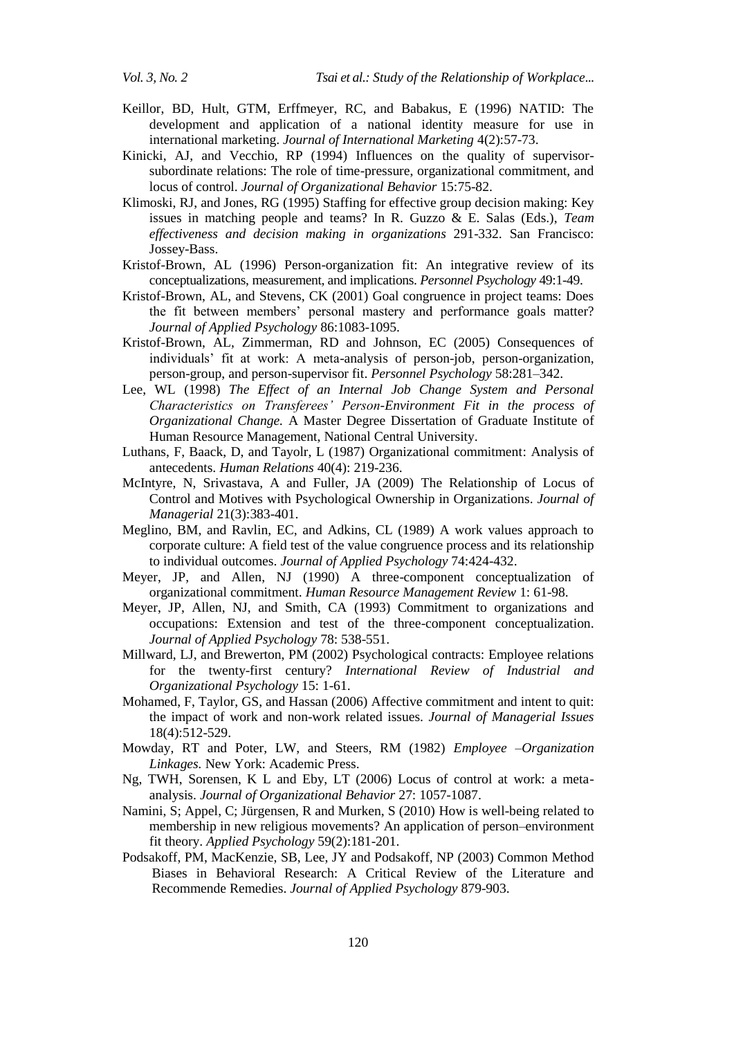Keillor, BD, Hult, GTM, Erffmeyer, RC, and Babakus, E (1996) NATID: The development and application of a national identity measure for use in international marketing. *Journal of International Marketing* 4(2):57-73.

Kinicki, AJ, and Vecchio, RP (1994) Influences on the quality of supervisor-subordinate relations: The role of time-pressure, organizational commitment, and locus of control. *Journal of Organizational Behavior* 15:75-82.

Klimoski, RJ, and Jones, RG (1995) Staffing for effective group decision making: Key issues in matching people and teams? In R. Guzzo & E. Salas (Eds.), *Team effectiveness and decision making in organizations* 291-332. San Francisco: Jossey-Bass.

Kristof-Brown, AL (1996) Person-organization fit: An integrative review of its conceptualizations, measurement, and implications. *Personnel Psychology* 49:1-49.

Kristof-Brown, AL, and Stevens, CK (2001) Goal congruence in project teams: Does the fit between members' personal mastery and performance goals matter? *Journal of Applied Psychology* 86:1083-1095.

Kristof-Brown, AL, Zimmerman, RD and Johnson, EC (2005) Consequences of individuals' fit at work: A meta-analysis of person-job, person-organization, person-group, and person-supervisor fit. *Personnel Psychology* 58:281–342.

Lee, WL (1998) *The Effect of an Internal Job Change System and Personal Characteristics on Transferees' Person-Environment Fit in the process of Organizational Change.* A Master Degree Dissertation of Graduate Institute of Human Resource Management, National Central University.

Luthans, F, Baack, D, and Tayolr, L (1987) Organizational commitment: Analysis of antecedents. *Human Relations* 40(4): 219-236.

McIntyre, N, Srivastava, A and Fuller, JA (2009) The Relationship of Locus of Control and Motives with Psychological Ownership in Organizations. *Journal of Managerial* 21(3):383-401.

Meglino, BM, and Ravlin, EC, and Adkins, CL (1989) A work values approach to corporate culture: A field test of the value congruence process and its relationship to individual outcomes. *Journal of Applied Psychology* 74:424-432.

Meyer, JP, and Allen, NJ (1990) A three-component conceptualization of organizational commitment. *Human Resource Management Review* 1: 61-98.

Meyer, JP, Allen, NJ, and Smith, CA (1993) Commitment to organizations and occupations: Extension and test of the three-component conceptualization. *Journal of Applied Psychology* 78: 538-551.

Millward, LJ, and Brewerton, PM (2002) Psychological contracts: Employee relations for the twenty-first century? *International Review of Industrial and Organizational Psychology* 15: 1-61.

Mohamed, F, Taylor, GS, and Hassan (2006) Affective commitment and intent to quit: the impact of work and non-work related issues. *Journal of Managerial Issues* 18(4):512-529.

Mowday, RT and Poter, LW, and Steers, RM (1982) *Employee –Organization Linkages.* New York: Academic Press.

Ng, TWH, Sorensen, K L and Eby, LT (2006) Locus of control at work: a meta-analysis. *Journal of Organizational Behavior* 27: 1057-1087.

Namini, S; Appel, C; Jürgensen, R and Murken, S (2010) How is well-being related to membership in new religious movements? An application of person–environment fit theory. *Applied Psychology* 59(2):181-201.

Podsakoff, PM, MacKenzie, SB, Lee, JY and Podsakoff, NP (2003) Common Method Biases in Behavioral Research: A Critical Review of the Literature and Recommende Remedies. *Journal of Applied Psychology* 879-903.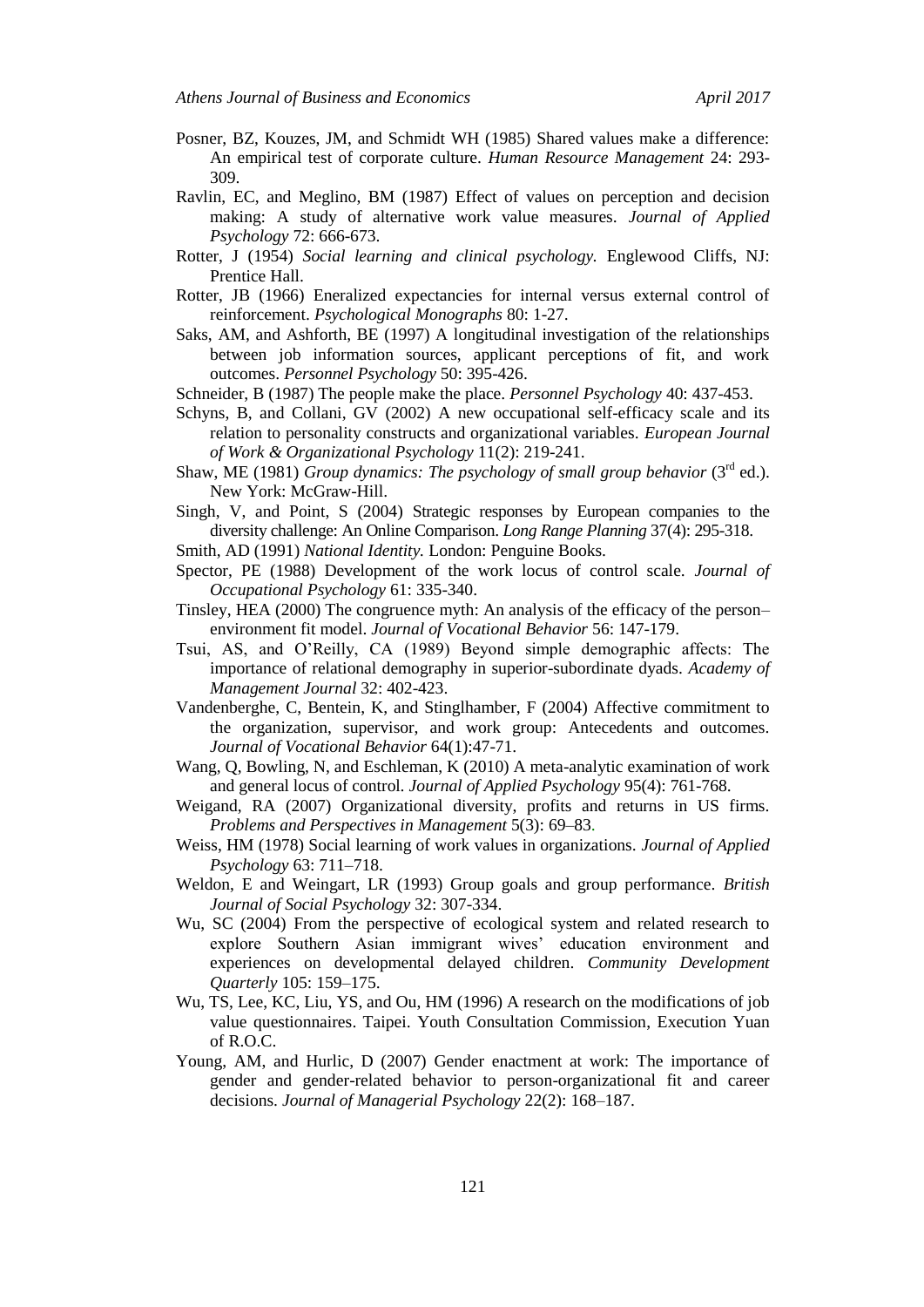Posner, BZ, Kouzes, JM, and Schmidt WH (1985) Shared values make a difference: An empirical test of corporate culture. *Human Resource Management* 24: 293-309.

Ravlin, EC, and Meglino, BM (1987) Effect of values on perception and decision making: A study of alternative work value measures. *Journal of Applied Psychology* 72: 666-673.

Rotter, J (1954) *Social learning and clinical psychology.* Englewood Cliffs, NJ: Prentice Hall.

Rotter, JB (1966) Eneralized expectancies for internal versus external control of reinforcement. *Psychological Monographs* 80: 1-27.

Saks, AM, and Ashforth, BE (1997) A longitudinal investigation of the relationships between job information sources, applicant perceptions of fit, and work outcomes. *Personnel Psychology* 50: 395-426.

Schneider, B (1987) The people make the place. *Personnel Psychology* 40: 437-453.

Schyns, B, and Collani, GV (2002) A new occupational self-efficacy scale and its relation to personality constructs and organizational variables. *European Journal of Work & Organizational Psychology* 11(2): 219-241.

Shaw, ME (1981) *Group dynamics: The psychology of small group behavior* (3rd ed.). New York: McGraw-Hill.

Singh, V, and Point, S (2004) Strategic responses by European companies to the diversity challenge: An Online Comparison. *Long Range Planning* 37(4): 295-318.

Smith, AD (1991) *National Identity.* London: Penguine Books.

Spector, PE (1988) Development of the work locus of control scale. *Journal of Occupational Psychology* 61: 335-340.

Tinsley, HEA (2000) The congruence myth: An analysis of the efficacy of the person–environment fit model. *Journal of Vocational Behavior* 56: 147-179.

Tsui, AS, and O'Reilly, CA (1989) Beyond simple demographic affects: The importance of relational demography in superior-subordinate dyads. *Academy of Management Journal* 32: 402-423.

Vandenberghe, C, Bentein, K, and Stinglhamber, F (2004) Affective commitment to the organization, supervisor, and work group: Antecedents and outcomes. *Journal of Vocational Behavior* 64(1):47-71.

Wang, Q, Bowling, N, and Eschleman, K (2010) A meta-analytic examination of work and general locus of control. *Journal of Applied Psychology* 95(4): 761-768.

Weigand, RA (2007) Organizational diversity, profits and returns in US firms. *Problems and Perspectives in Management* 5(3): 69–83.

Weiss, HM (1978) Social learning of work values in organizations. *Journal of Applied Psychology* 63: 711–718.

Weldon, E and Weingart, LR (1993) Group goals and group performance. *British Journal of Social Psychology* 32: 307-334.

Wu, SC (2004) From the perspective of ecological system and related research to explore Southern Asian immigrant wives' education environment and experiences on developmental delayed children. *Community Development Quarterly* 105: 159–175.

Wu, TS, Lee, KC, Liu, YS, and Ou, HM (1996) A research on the modifications of job value questionnaires. Taipei. Youth Consultation Commission, Execution Yuan of R.O.C.

Young, AM, and Hurlic, D (2007) Gender enactment at work: The importance of gender and gender-related behavior to person-organizational fit and career decisions. *Journal of Managerial Psychology* 22(2): 168–187.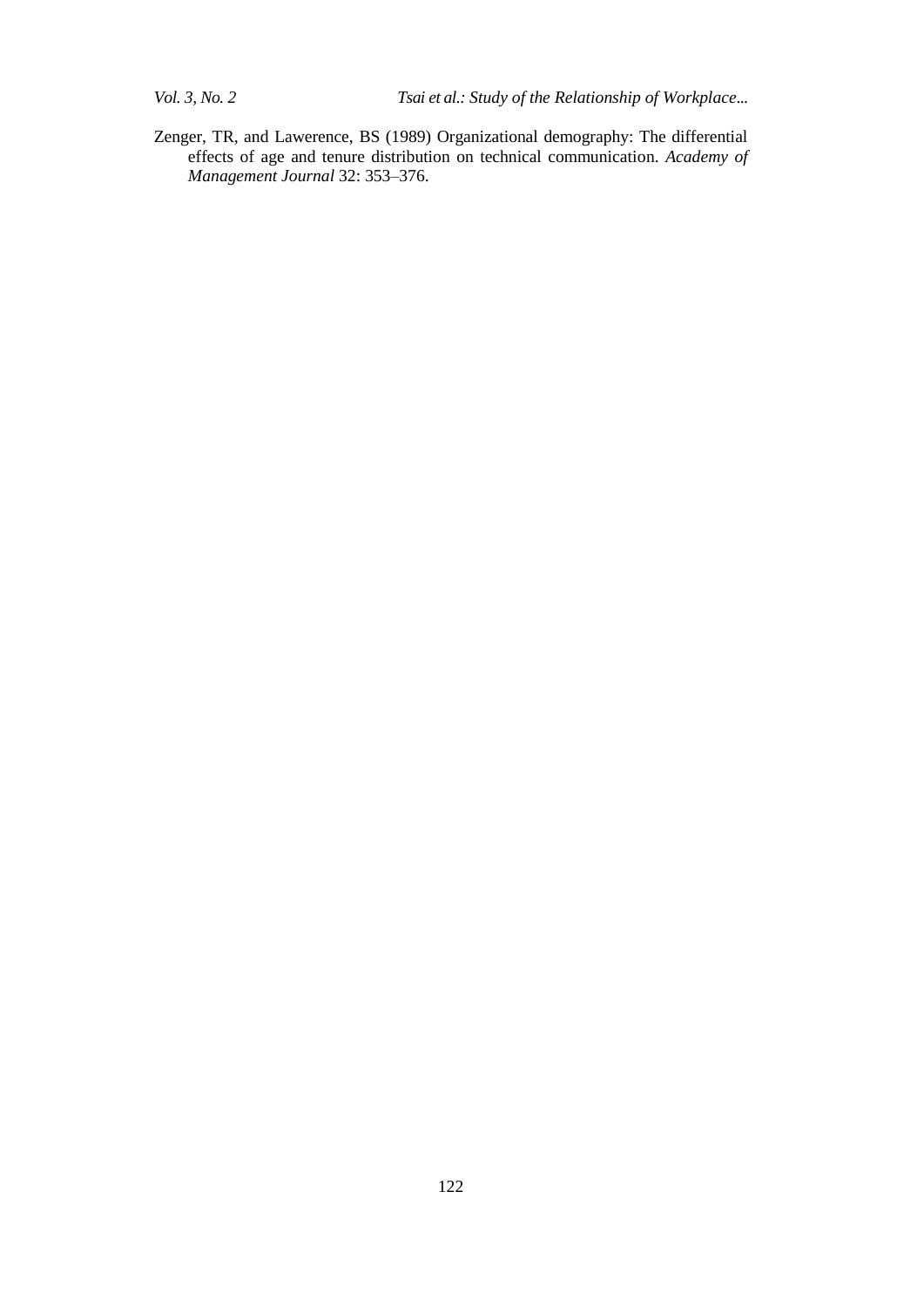Zenger, TR, and Lawerence, BS (1989) Organizational demography: The differential effects of age and tenure distribution on technical communication. *Academy of Management Journal* 32: 353–376.